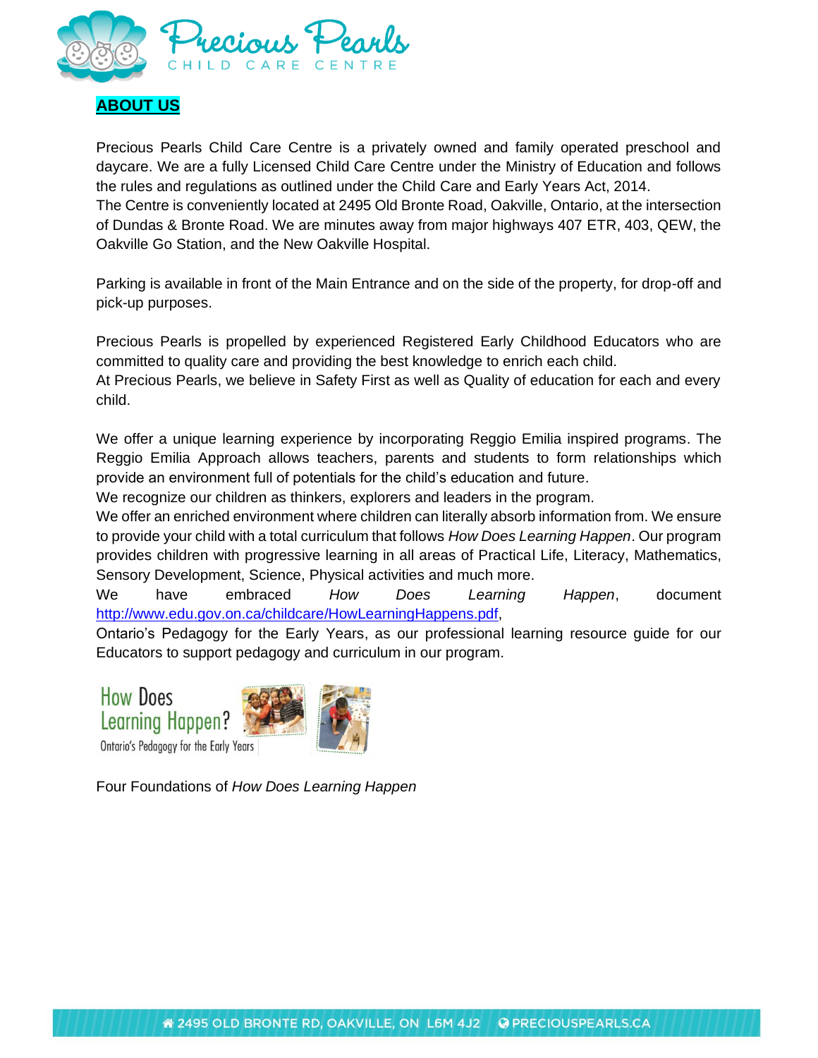## ABOUT US

Precious Pearls Child Care Centre is a privately owned and family operated preschool and daycare. We are a fully Licensed Child Care Centre under the Ministry of Education and follows the rules and regulations as outlined under the Child Care and Early Years Act, 2014.
The Centre is conveniently located at 2495 Old Bronte Road, Oakville, Ontario, at the intersection of Dundas & Bronte Road. We are minutes away from major highways 407 ETR, 403, QEW, the Oakville Go Station, and the New Oakville Hospital.

Parking is available in front of the Main Entrance and on the side of the property, for drop-off and pick-up purposes.

Precious Pearls is propelled by experienced Registered Early Childhood Educators who are committed to quality care and providing the best knowledge to enrich each child.
At Precious Pearls, we believe in Safety First as well as Quality of education for each and every child.

We offer a unique learning experience by incorporating Reggio Emilia inspired programs. The Reggio Emilia Approach allows teachers, parents and students to form relationships which provide an environment full of potentials for the child's education and future.
We recognize our children as thinkers, explorers and leaders in the program.
We offer an enriched environment where children can literally absorb information from. We ensure to provide your child with a total curriculum that follows *How Does Learning Happen*. Our program provides children with progressive learning in all areas of Practical Life, Literacy, Mathematics, Sensory Development, Science, Physical activities and much more.
We have embraced *How Does Learning Happen*, document http://www.edu.gov.on.ca/childcare/HowLearningHappens.pdf,
Ontario's Pedagogy for the Early Years, as our professional learning resource guide for our Educators to support pedagogy and curriculum in our program.

How Does Learning Happen?
Ontario's Pedagogy for the Early Years

Four Foundations of *How Does Learning Happen*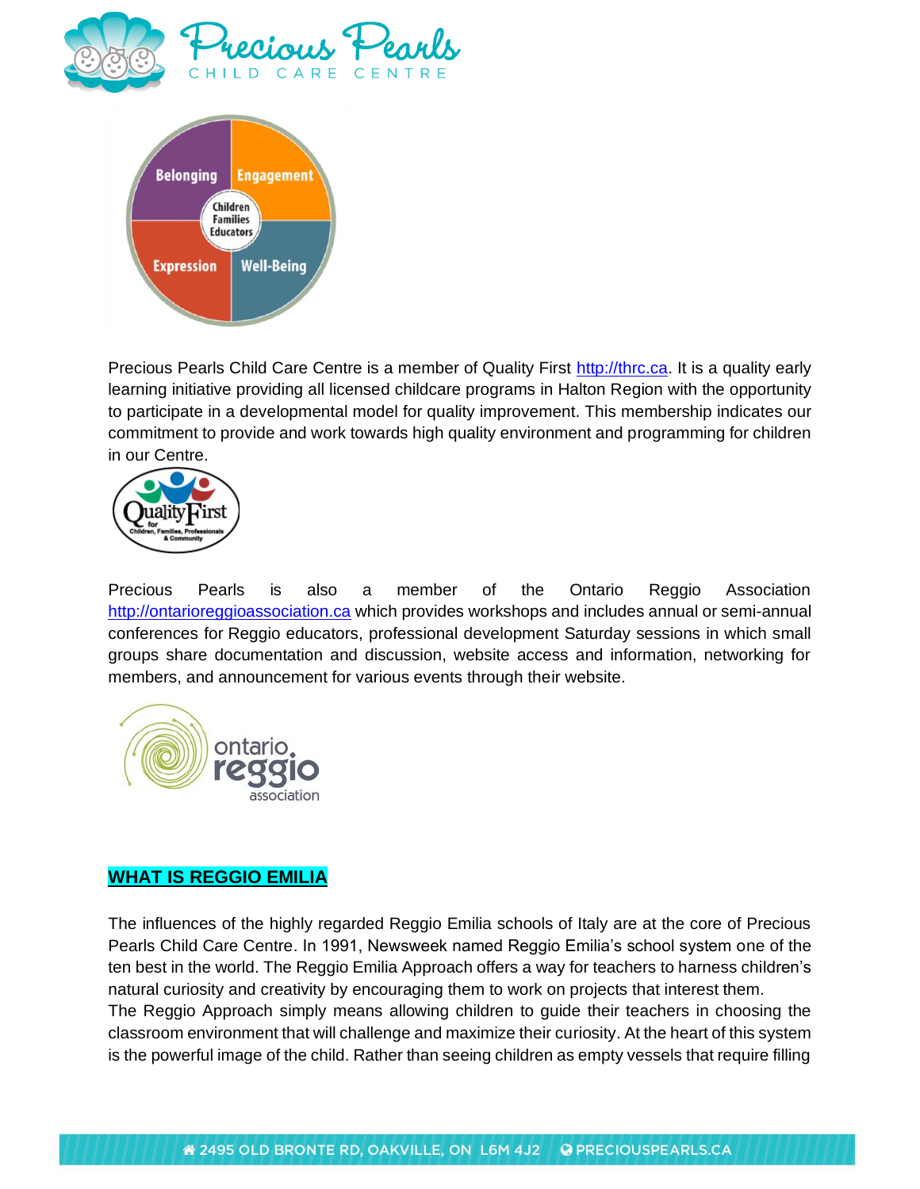Precious Pearls Child Care Centre is a member of Quality First http://thrc.ca. It is a quality early learning initiative providing all licensed childcare programs in Halton Region with the opportunity to participate in a developmental model for quality improvement. This membership indicates our commitment to provide and work towards high quality environment and programming for children in our Centre.

Precious Pearls is also a member of the Ontario Reggio Association http://ontarioreggioassociation.ca which provides workshops and includes annual or semi-annual conferences for Reggio educators, professional development Saturday sessions in which small groups share documentation and discussion, website access and information, networking for members, and announcement for various events through their website.

## WHAT IS REGGIO EMILIA

The influences of the highly regarded Reggio Emilia schools of Italy are at the core of Precious Pearls Child Care Centre. In 1991, Newsweek named Reggio Emilia's school system one of the ten best in the world. The Reggio Emilia Approach offers a way for teachers to harness children's natural curiosity and creativity by encouraging them to work on projects that interest them.
The Reggio Approach simply means allowing children to guide their teachers in choosing the classroom environment that will challenge and maximize their curiosity. At the heart of this system is the powerful image of the child. Rather than seeing children as empty vessels that require filling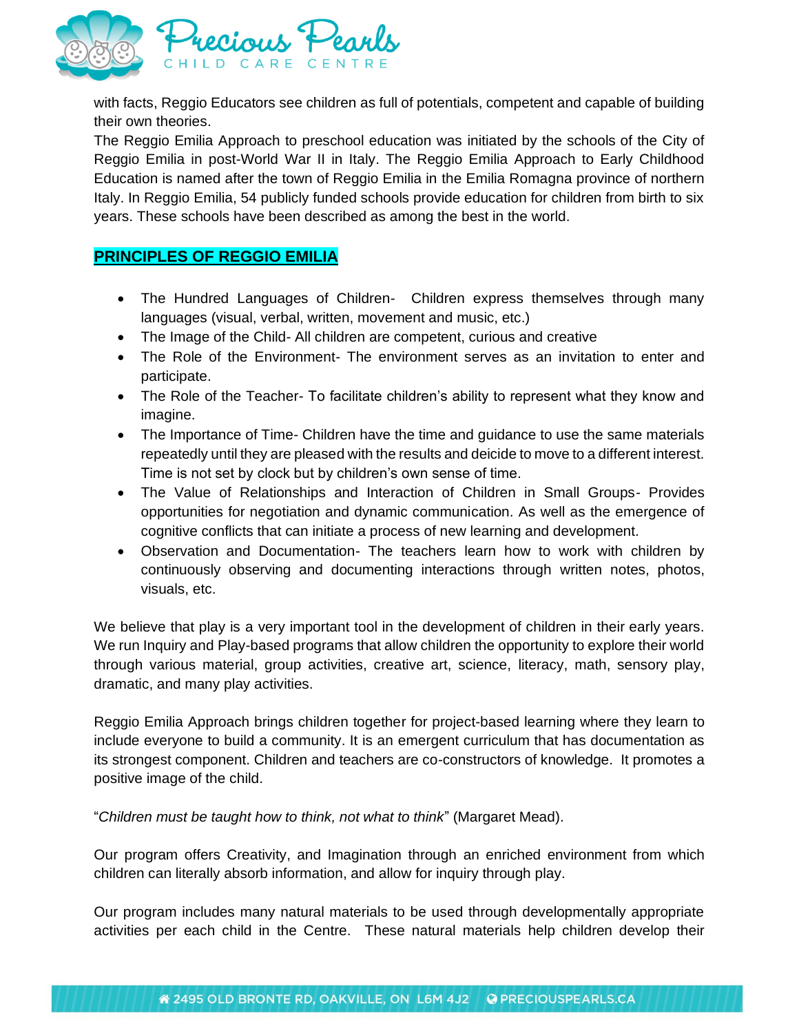with facts, Reggio Educators see children as full of potentials, competent and capable of building their own theories.

The Reggio Emilia Approach to preschool education was initiated by the schools of the City of Reggio Emilia in post-World War II in Italy. The Reggio Emilia Approach to Early Childhood Education is named after the town of Reggio Emilia in the Emilia Romagna province of northern Italy. In Reggio Emilia, 54 publicly funded schools provide education for children from birth to six years. These schools have been described as among the best in the world.

## PRINCIPLES OF REGGIO EMILIA

- The Hundred Languages of Children- Children express themselves through many languages (visual, verbal, written, movement and music, etc.)
- The Image of the Child- All children are competent, curious and creative
- The Role of the Environment- The environment serves as an invitation to enter and participate.
- The Role of the Teacher- To facilitate children's ability to represent what they know and imagine.
- The Importance of Time- Children have the time and guidance to use the same materials repeatedly until they are pleased with the results and deicide to move to a different interest. Time is not set by clock but by children's own sense of time.
- The Value of Relationships and Interaction of Children in Small Groups- Provides opportunities for negotiation and dynamic communication. As well as the emergence of cognitive conflicts that can initiate a process of new learning and development.
- Observation and Documentation- The teachers learn how to work with children by continuously observing and documenting interactions through written notes, photos, visuals, etc.

We believe that play is a very important tool in the development of children in their early years. We run Inquiry and Play-based programs that allow children the opportunity to explore their world through various material, group activities, creative art, science, literacy, math, sensory play, dramatic, and many play activities.

Reggio Emilia Approach brings children together for project-based learning where they learn to include everyone to build a community. It is an emergent curriculum that has documentation as its strongest component. Children and teachers are co-constructors of knowledge. It promotes a positive image of the child.

"*Children must be taught how to think, not what to think*" (Margaret Mead).

Our program offers Creativity, and Imagination through an enriched environment from which children can literally absorb information, and allow for inquiry through play.

Our program includes many natural materials to be used through developmentally appropriate activities per each child in the Centre. These natural materials help children develop their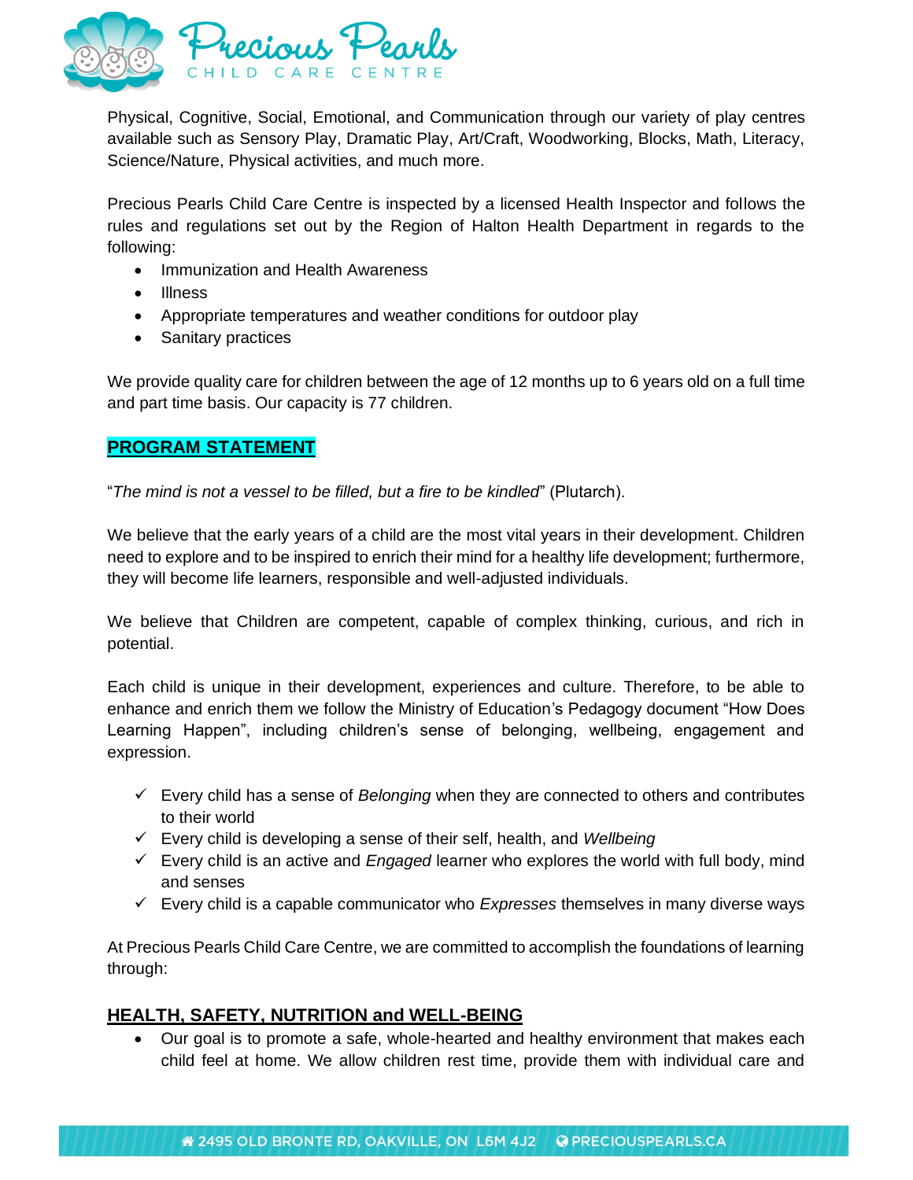Physical, Cognitive, Social, Emotional, and Communication through our variety of play centres available such as Sensory Play, Dramatic Play, Art/Craft, Woodworking, Blocks, Math, Literacy, Science/Nature, Physical activities, and much more.

Precious Pearls Child Care Centre is inspected by a licensed Health Inspector and follows the rules and regulations set out by the Region of Halton Health Department in regards to the following:

- Immunization and Health Awareness
- Illness
- Appropriate temperatures and weather conditions for outdoor play
- Sanitary practices

We provide quality care for children between the age of 12 months up to 6 years old on a full time and part time basis. Our capacity is 77 children.

## PROGRAM STATEMENT

"*The mind is not a vessel to be filled, but a fire to be kindled*" (Plutarch).

We believe that the early years of a child are the most vital years in their development. Children need to explore and to be inspired to enrich their mind for a healthy life development; furthermore, they will become life learners, responsible and well-adjusted individuals.

We believe that Children are competent, capable of complex thinking, curious, and rich in potential.

Each child is unique in their development, experiences and culture. Therefore, to be able to enhance and enrich them we follow the Ministry of Education's Pedagogy document "How Does Learning Happen", including children's sense of belonging, wellbeing, engagement and expression.

- ✓ Every child has a sense of *Belonging* when they are connected to others and contributes to their world
- ✓ Every child is developing a sense of their self, health, and *Wellbeing*
- ✓ Every child is an active and *Engaged* learner who explores the world with full body, mind and senses
- ✓ Every child is a capable communicator who *Expresses* themselves in many diverse ways

At Precious Pearls Child Care Centre, we are committed to accomplish the foundations of learning through:

### HEALTH, SAFETY, NUTRITION and WELL-BEING

- Our goal is to promote a safe, whole-hearted and healthy environment that makes each child feel at home. We allow children rest time, provide them with individual care and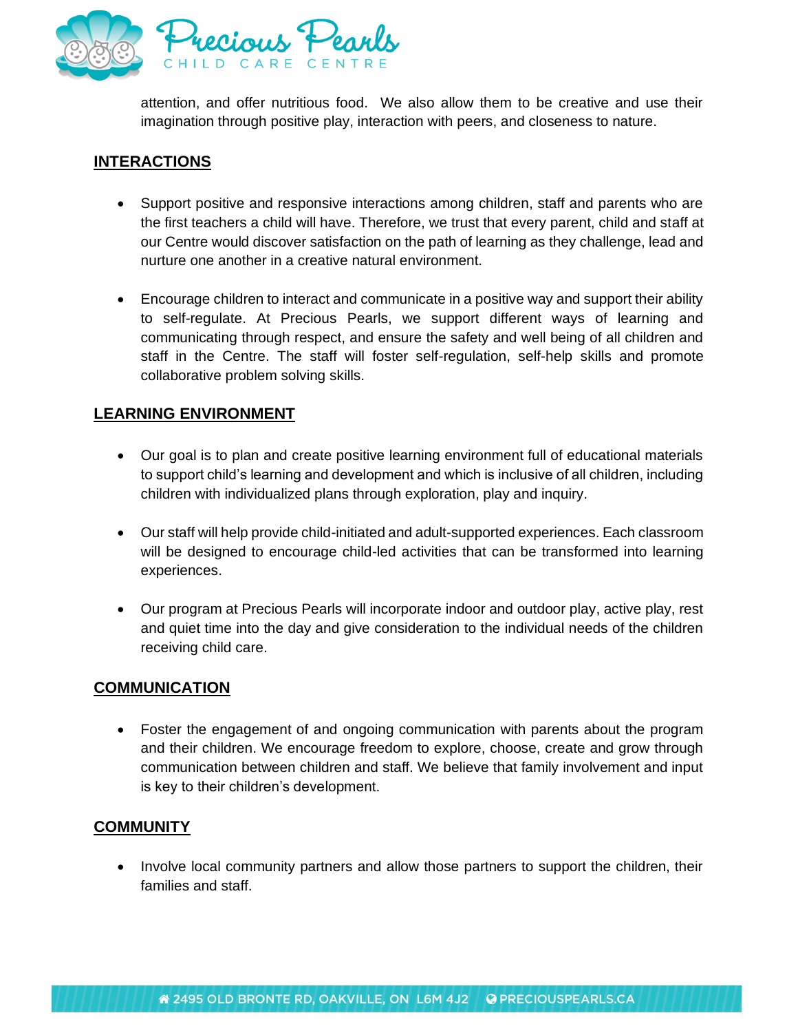attention, and offer nutritious food. We also allow them to be creative and use their imagination through positive play, interaction with peers, and closeness to nature.

## INTERACTIONS

- Support positive and responsive interactions among children, staff and parents who are the first teachers a child will have. Therefore, we trust that every parent, child and staff at our Centre would discover satisfaction on the path of learning as they challenge, lead and nurture one another in a creative natural environment.

- Encourage children to interact and communicate in a positive way and support their ability to self-regulate. At Precious Pearls, we support different ways of learning and communicating through respect, and ensure the safety and well being of all children and staff in the Centre. The staff will foster self-regulation, self-help skills and promote collaborative problem solving skills.

## LEARNING ENVIRONMENT

- Our goal is to plan and create positive learning environment full of educational materials to support child's learning and development and which is inclusive of all children, including children with individualized plans through exploration, play and inquiry.

- Our staff will help provide child-initiated and adult-supported experiences. Each classroom will be designed to encourage child-led activities that can be transformed into learning experiences.

- Our program at Precious Pearls will incorporate indoor and outdoor play, active play, rest and quiet time into the day and give consideration to the individual needs of the children receiving child care.

## COMMUNICATION

- Foster the engagement of and ongoing communication with parents about the program and their children. We encourage freedom to explore, choose, create and grow through communication between children and staff. We believe that family involvement and input is key to their children's development.

## COMMUNITY

- Involve local community partners and allow those partners to support the children, their families and staff.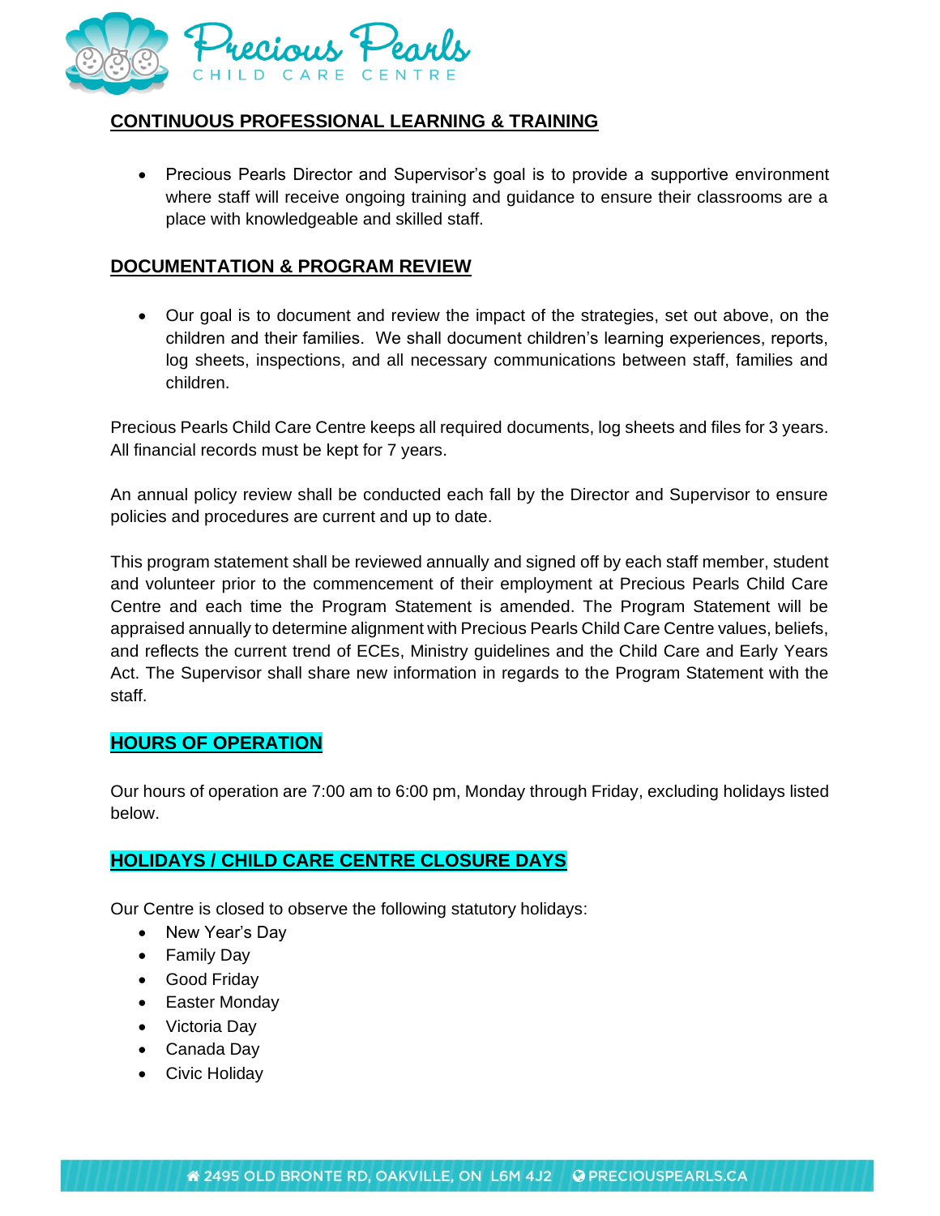## CONTINUOUS PROFESSIONAL LEARNING & TRAINING

- Precious Pearls Director and Supervisor's goal is to provide a supportive environment where staff will receive ongoing training and guidance to ensure their classrooms are a place with knowledgeable and skilled staff.

## DOCUMENTATION & PROGRAM REVIEW

- Our goal is to document and review the impact of the strategies, set out above, on the children and their families. We shall document children's learning experiences, reports, log sheets, inspections, and all necessary communications between staff, families and children.

Precious Pearls Child Care Centre keeps all required documents, log sheets and files for 3 years. All financial records must be kept for 7 years.

An annual policy review shall be conducted each fall by the Director and Supervisor to ensure policies and procedures are current and up to date.

This program statement shall be reviewed annually and signed off by each staff member, student and volunteer prior to the commencement of their employment at Precious Pearls Child Care Centre and each time the Program Statement is amended. The Program Statement will be appraised annually to determine alignment with Precious Pearls Child Care Centre values, beliefs, and reflects the current trend of ECEs, Ministry guidelines and the Child Care and Early Years Act. The Supervisor shall share new information in regards to the Program Statement with the staff.

## HOURS OF OPERATION

Our hours of operation are 7:00 am to 6:00 pm, Monday through Friday, excluding holidays listed below.

## HOLIDAYS / CHILD CARE CENTRE CLOSURE DAYS

Our Centre is closed to observe the following statutory holidays:

- New Year's Day
- Family Day
- Good Friday
- Easter Monday
- Victoria Day
- Canada Day
- Civic Holiday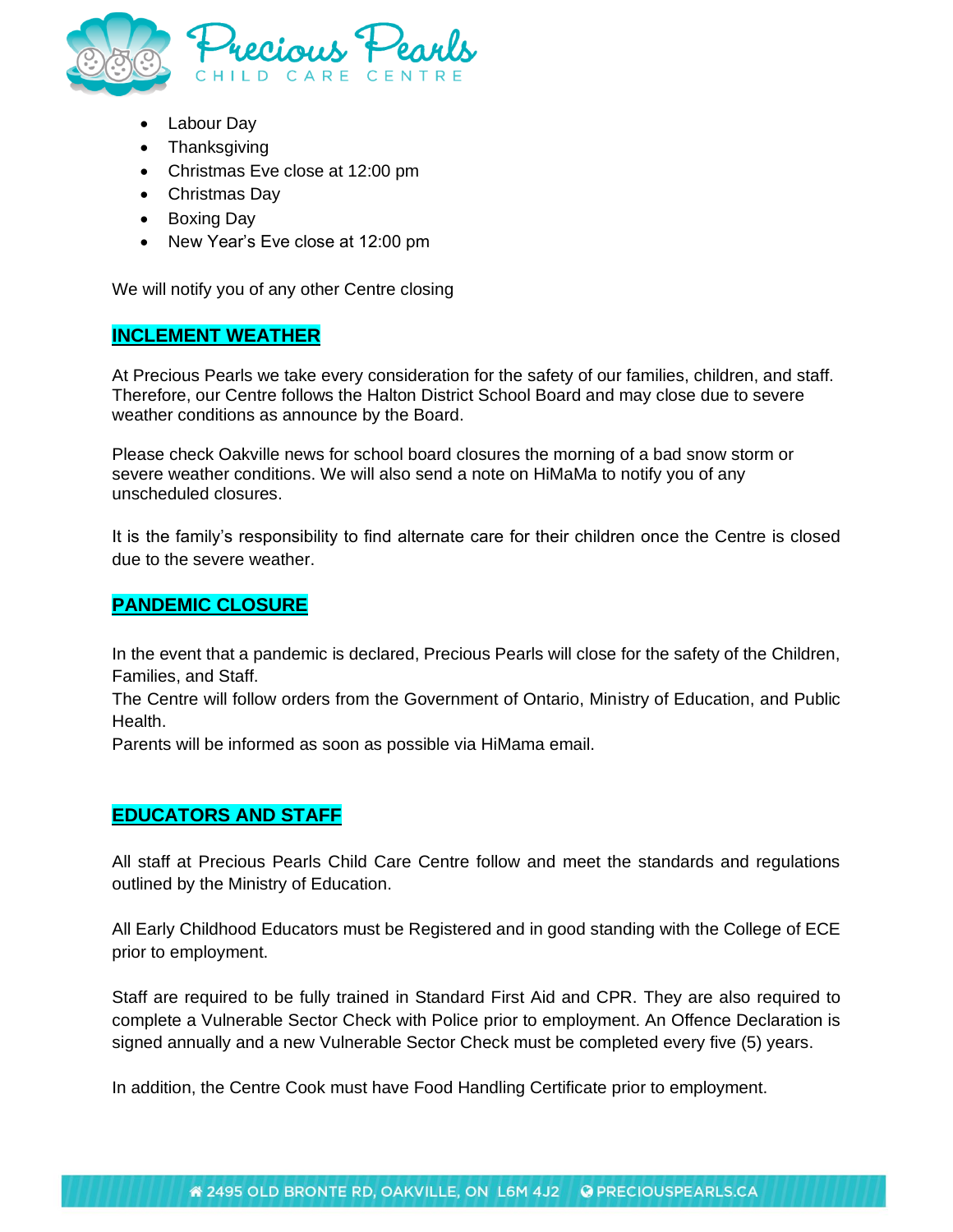- Labour Day
- Thanksgiving
- Christmas Eve close at 12:00 pm
- Christmas Day
- Boxing Day
- New Year's Eve close at 12:00 pm

We will notify you of any other Centre closing

## INCLEMENT WEATHER

At Precious Pearls we take every consideration for the safety of our families, children, and staff. Therefore, our Centre follows the Halton District School Board and may close due to severe weather conditions as announce by the Board.

Please check Oakville news for school board closures the morning of a bad snow storm or severe weather conditions. We will also send a note on HiMaMa to notify you of any unscheduled closures.

It is the family's responsibility to find alternate care for their children once the Centre is closed due to the severe weather.

## PANDEMIC CLOSURE

In the event that a pandemic is declared, Precious Pearls will close for the safety of the Children, Families, and Staff.
The Centre will follow orders from the Government of Ontario, Ministry of Education, and Public Health.
Parents will be informed as soon as possible via HiMama email.

## EDUCATORS AND STAFF

All staff at Precious Pearls Child Care Centre follow and meet the standards and regulations outlined by the Ministry of Education.

All Early Childhood Educators must be Registered and in good standing with the College of ECE prior to employment.

Staff are required to be fully trained in Standard First Aid and CPR. They are also required to complete a Vulnerable Sector Check with Police prior to employment. An Offence Declaration is signed annually and a new Vulnerable Sector Check must be completed every five (5) years.

In addition, the Centre Cook must have Food Handling Certificate prior to employment.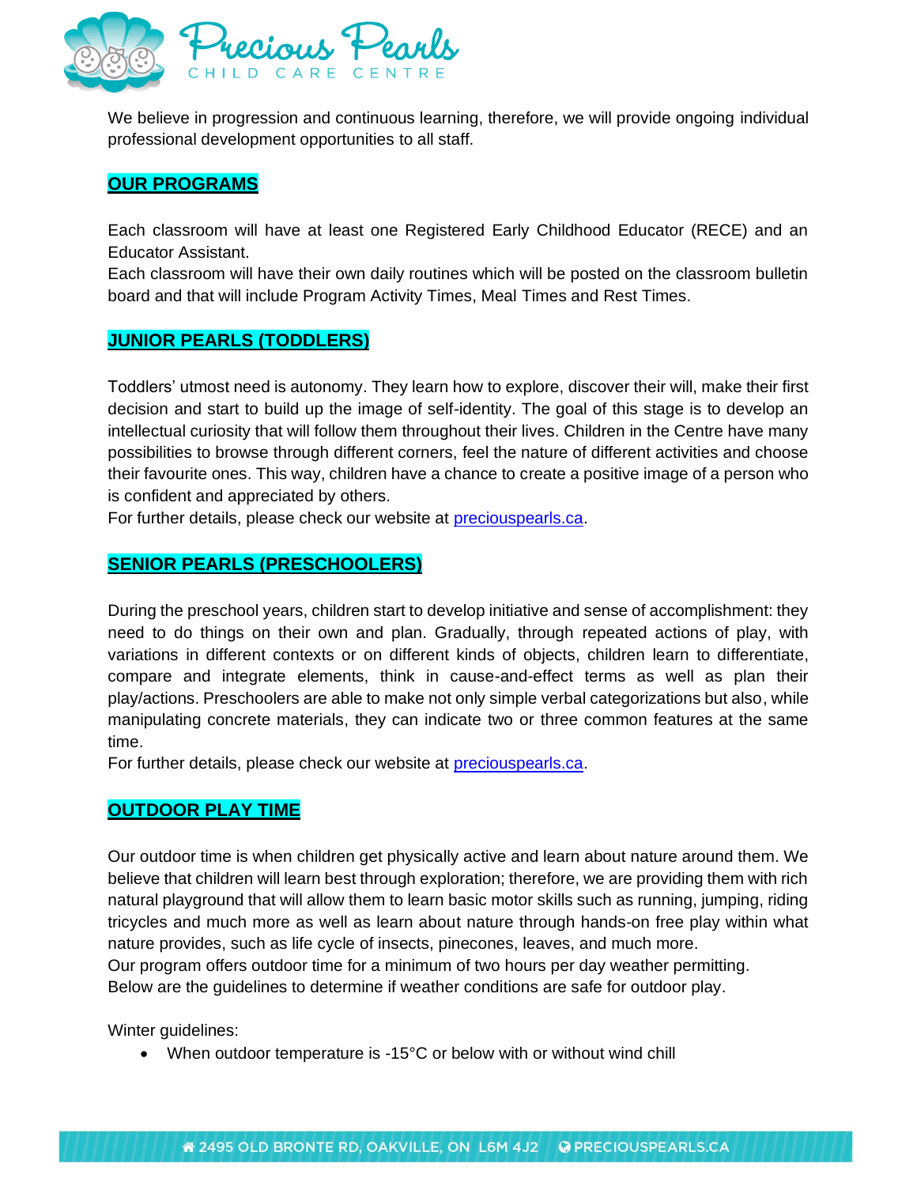We believe in progression and continuous learning, therefore, we will provide ongoing individual professional development opportunities to all staff.

## OUR PROGRAMS

Each classroom will have at least one Registered Early Childhood Educator (RECE) and an Educator Assistant.
Each classroom will have their own daily routines which will be posted on the classroom bulletin board and that will include Program Activity Times, Meal Times and Rest Times.

## JUNIOR PEARLS (TODDLERS)

Toddlers' utmost need is autonomy. They learn how to explore, discover their will, make their first decision and start to build up the image of self-identity. The goal of this stage is to develop an intellectual curiosity that will follow them throughout their lives. Children in the Centre have many possibilities to browse through different corners, feel the nature of different activities and choose their favourite ones. This way, children have a chance to create a positive image of a person who is confident and appreciated by others.
For further details, please check our website at [preciouspearls.ca](preciouspearls.ca).

## SENIOR PEARLS (PRESCHOOLERS)

During the preschool years, children start to develop initiative and sense of accomplishment: they need to do things on their own and plan. Gradually, through repeated actions of play, with variations in different contexts or on different kinds of objects, children learn to differentiate, compare and integrate elements, think in cause-and-effect terms as well as plan their play/actions. Preschoolers are able to make not only simple verbal categorizations but also, while manipulating concrete materials, they can indicate two or three common features at the same time.
For further details, please check our website at [preciouspearls.ca](preciouspearls.ca).

## OUTDOOR PLAY TIME

Our outdoor time is when children get physically active and learn about nature around them. We believe that children will learn best through exploration; therefore, we are providing them with rich natural playground that will allow them to learn basic motor skills such as running, jumping, riding tricycles and much more as well as learn about nature through hands-on free play within what nature provides, such as life cycle of insects, pinecones, leaves, and much more.
Our program offers outdoor time for a minimum of two hours per day weather permitting.
Below are the guidelines to determine if weather conditions are safe for outdoor play.

Winter guidelines:

- When outdoor temperature is -15°C or below with or without wind chill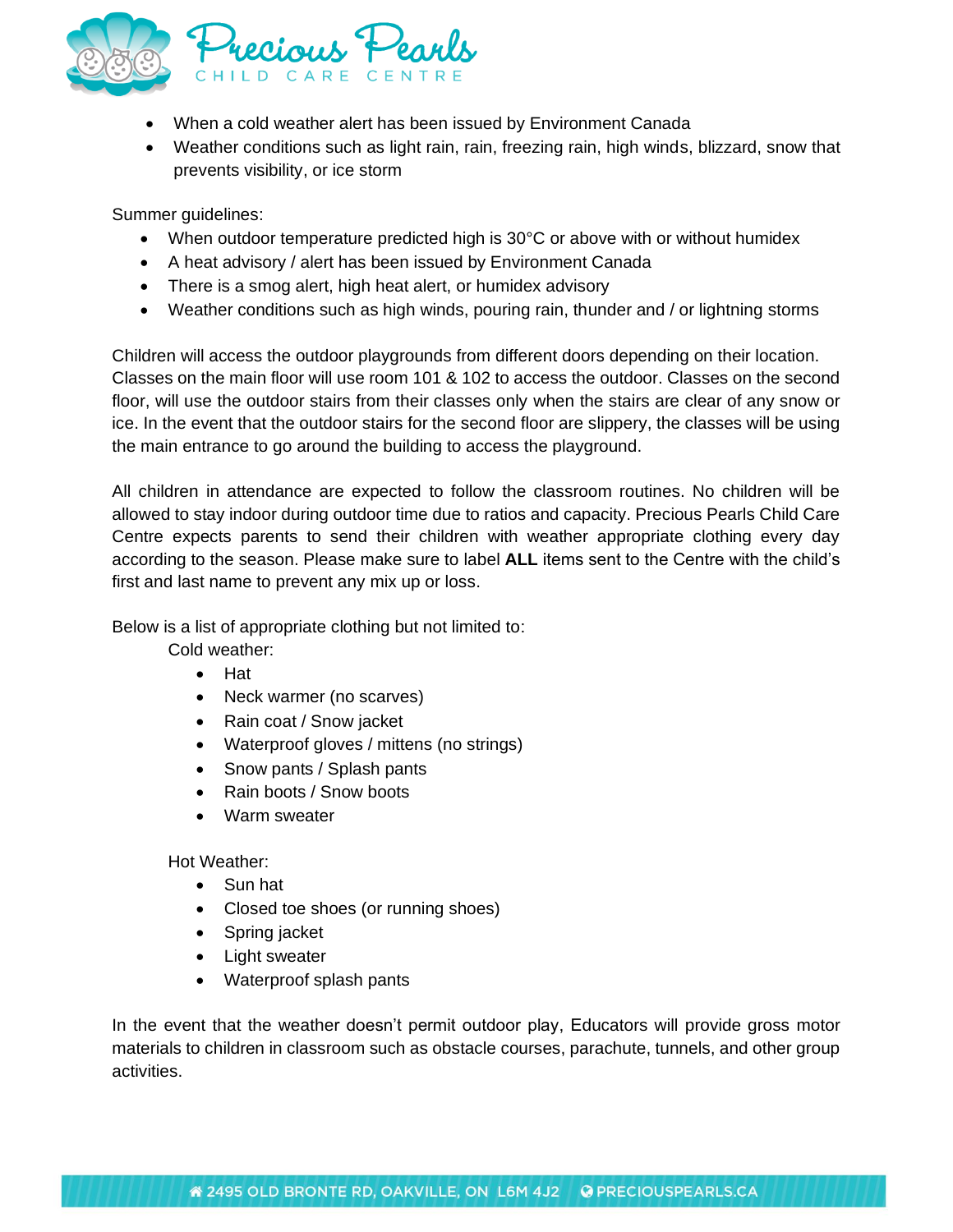- When a cold weather alert has been issued by Environment Canada
- Weather conditions such as light rain, rain, freezing rain, high winds, blizzard, snow that prevents visibility, or ice storm

Summer guidelines:

- When outdoor temperature predicted high is 30°C or above with or without humidex
- A heat advisory / alert has been issued by Environment Canada
- There is a smog alert, high heat alert, or humidex advisory
- Weather conditions such as high winds, pouring rain, thunder and / or lightning storms

Children will access the outdoor playgrounds from different doors depending on their location. Classes on the main floor will use room 101 & 102 to access the outdoor. Classes on the second floor, will use the outdoor stairs from their classes only when the stairs are clear of any snow or ice. In the event that the outdoor stairs for the second floor are slippery, the classes will be using the main entrance to go around the building to access the playground.

All children in attendance are expected to follow the classroom routines. No children will be allowed to stay indoor during outdoor time due to ratios and capacity. Precious Pearls Child Care Centre expects parents to send their children with weather appropriate clothing every day according to the season. Please make sure to label **ALL** items sent to the Centre with the child's first and last name to prevent any mix up or loss.

Below is a list of appropriate clothing but not limited to:

Cold weather:

- Hat
- Neck warmer (no scarves)
- Rain coat / Snow jacket
- Waterproof gloves / mittens (no strings)
- Snow pants / Splash pants
- Rain boots / Snow boots
- Warm sweater

Hot Weather:

- Sun hat
- Closed toe shoes (or running shoes)
- Spring jacket
- Light sweater
- Waterproof splash pants

In the event that the weather doesn't permit outdoor play, Educators will provide gross motor materials to children in classroom such as obstacle courses, parachute, tunnels, and other group activities.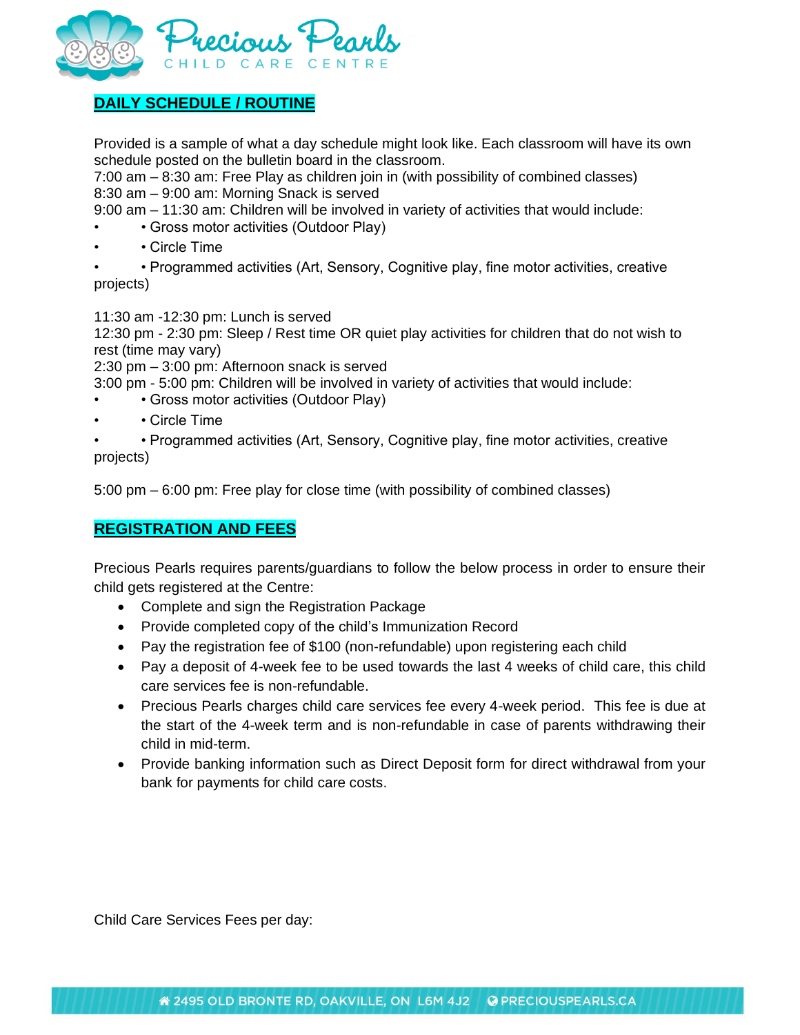## DAILY SCHEDULE / ROUTINE

Provided is a sample of what a day schedule might look like. Each classroom will have its own schedule posted on the bulletin board in the classroom.

7:00 am – 8:30 am: Free Play as children join in (with possibility of combined classes)
8:30 am – 9:00 am: Morning Snack is served
9:00 am – 11:30 am: Children will be involved in variety of activities that would include:

- Gross motor activities (Outdoor Play)
- Circle Time
- Programmed activities (Art, Sensory, Cognitive play, fine motor activities, creative projects)

11:30 am -12:30 pm: Lunch is served
12:30 pm - 2:30 pm: Sleep / Rest time OR quiet play activities for children that do not wish to rest (time may vary)
2:30 pm – 3:00 pm: Afternoon snack is served
3:00 pm - 5:00 pm: Children will be involved in variety of activities that would include:

- Gross motor activities (Outdoor Play)
- Circle Time
- Programmed activities (Art, Sensory, Cognitive play, fine motor activities, creative projects)

5:00 pm – 6:00 pm: Free play for close time (with possibility of combined classes)

## REGISTRATION AND FEES

Precious Pearls requires parents/guardians to follow the below process in order to ensure their child gets registered at the Centre:

- Complete and sign the Registration Package
- Provide completed copy of the child's Immunization Record
- Pay the registration fee of $100 (non-refundable) upon registering each child
- Pay a deposit of 4-week fee to be used towards the last 4 weeks of child care, this child care services fee is non-refundable.
- Precious Pearls charges child care services fee every 4-week period. This fee is due at the start of the 4-week term and is non-refundable in case of parents withdrawing their child in mid-term.
- Provide banking information such as Direct Deposit form for direct withdrawal from your bank for payments for child care costs.

Child Care Services Fees per day: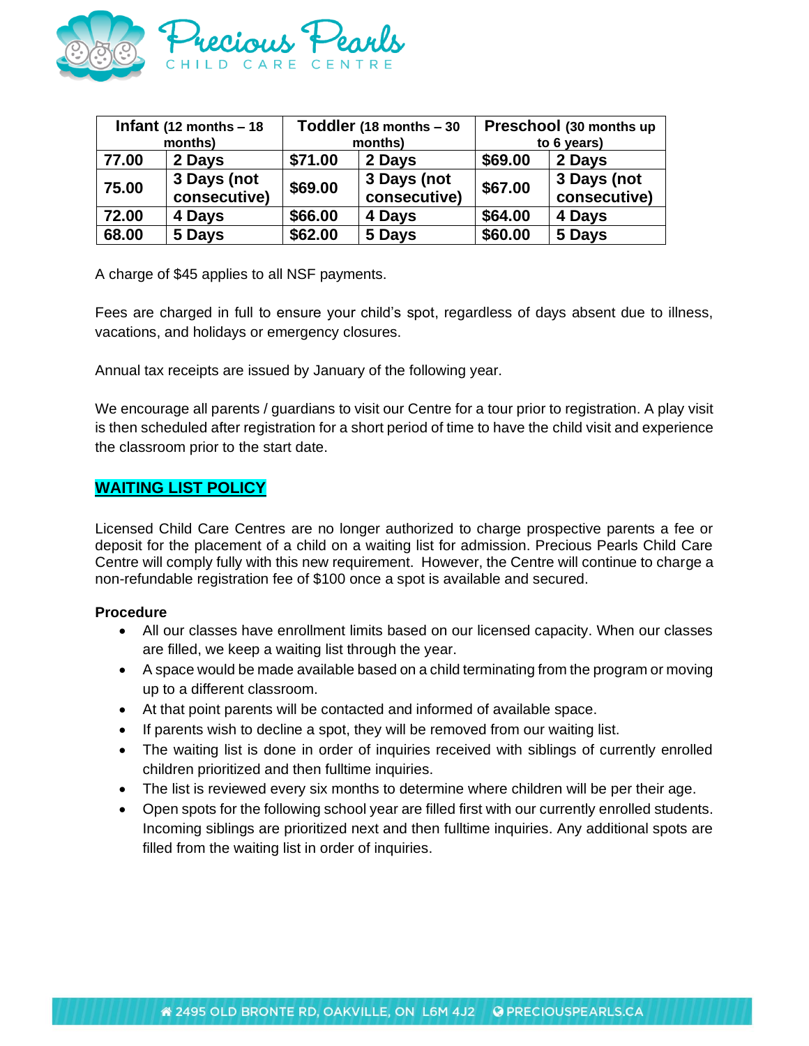| Infant (12 months – 18 months) | | Toddler (18 months – 30 months) | | Preschool (30 months up to 6 years) | |
|---|---|---|---|---|---|
| 77.00 | 2 Days | $71.00 | 2 Days | $69.00 | 2 Days |
| 75.00 | 3 Days (not consecutive) | $69.00 | 3 Days (not consecutive) | $67.00 | 3 Days (not consecutive) |
| 72.00 | 4 Days | $66.00 | 4 Days | $64.00 | 4 Days |
| 68.00 | 5 Days | $62.00 | 5 Days | $60.00 | 5 Days |

A charge of $45 applies to all NSF payments.

Fees are charged in full to ensure your child's spot, regardless of days absent due to illness, vacations, and holidays or emergency closures.

Annual tax receipts are issued by January of the following year.

We encourage all parents / guardians to visit our Centre for a tour prior to registration. A play visit is then scheduled after registration for a short period of time to have the child visit and experience the classroom prior to the start date.

## WAITING LIST POLICY

Licensed Child Care Centres are no longer authorized to charge prospective parents a fee or deposit for the placement of a child on a waiting list for admission. Precious Pearls Child Care Centre will comply fully with this new requirement. However, the Centre will continue to charge a non-refundable registration fee of $100 once a spot is available and secured.

**Procedure**

- All our classes have enrollment limits based on our licensed capacity. When our classes are filled, we keep a waiting list through the year.
- A space would be made available based on a child terminating from the program or moving up to a different classroom.
- At that point parents will be contacted and informed of available space.
- If parents wish to decline a spot, they will be removed from our waiting list.
- The waiting list is done in order of inquiries received with siblings of currently enrolled children prioritized and then fulltime inquiries.
- The list is reviewed every six months to determine where children will be per their age.
- Open spots for the following school year are filled first with our currently enrolled students. Incoming siblings are prioritized next and then fulltime inquiries. Any additional spots are filled from the waiting list in order of inquiries.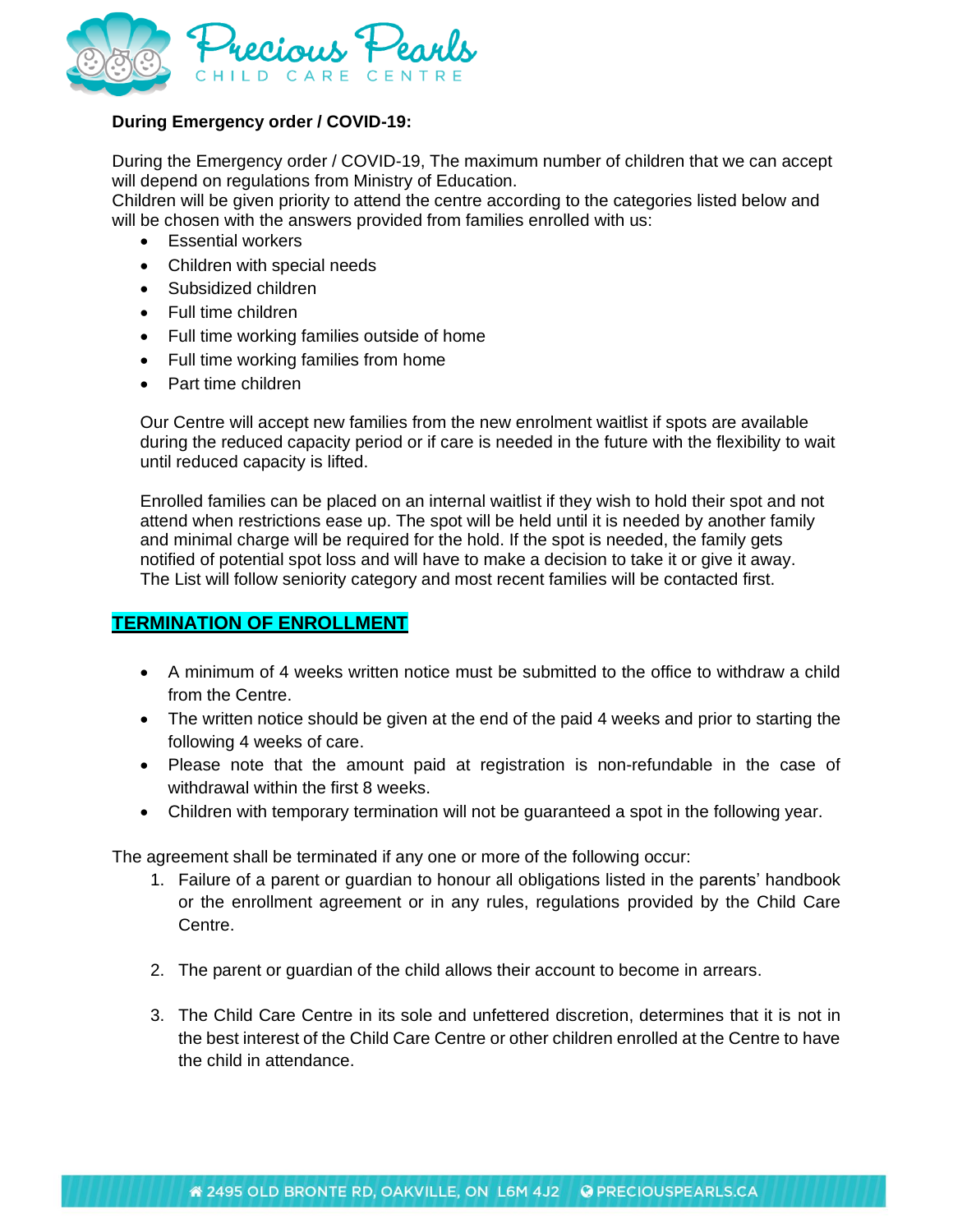**During Emergency order / COVID-19:**

During the Emergency order / COVID-19, The maximum number of children that we can accept will depend on regulations from Ministry of Education.
Children will be given priority to attend the centre according to the categories listed below and will be chosen with the answers provided from families enrolled with us:

- Essential workers
- Children with special needs
- Subsidized children
- Full time children
- Full time working families outside of home
- Full time working families from home
- Part time children

Our Centre will accept new families from the new enrolment waitlist if spots are available during the reduced capacity period or if care is needed in the future with the flexibility to wait until reduced capacity is lifted.

Enrolled families can be placed on an internal waitlist if they wish to hold their spot and not attend when restrictions ease up. The spot will be held until it is needed by another family and minimal charge will be required for the hold. If the spot is needed, the family gets notified of potential spot loss and will have to make a decision to take it or give it away. The List will follow seniority category and most recent families will be contacted first.

## TERMINATION OF ENROLLMENT

- A minimum of 4 weeks written notice must be submitted to the office to withdraw a child from the Centre.
- The written notice should be given at the end of the paid 4 weeks and prior to starting the following 4 weeks of care.
- Please note that the amount paid at registration is non-refundable in the case of withdrawal within the first 8 weeks.
- Children with temporary termination will not be guaranteed a spot in the following year.

The agreement shall be terminated if any one or more of the following occur:

1. Failure of a parent or guardian to honour all obligations listed in the parents' handbook or the enrollment agreement or in any rules, regulations provided by the Child Care Centre.

2. The parent or guardian of the child allows their account to become in arrears.

3. The Child Care Centre in its sole and unfettered discretion, determines that it is not in the best interest of the Child Care Centre or other children enrolled at the Centre to have the child in attendance.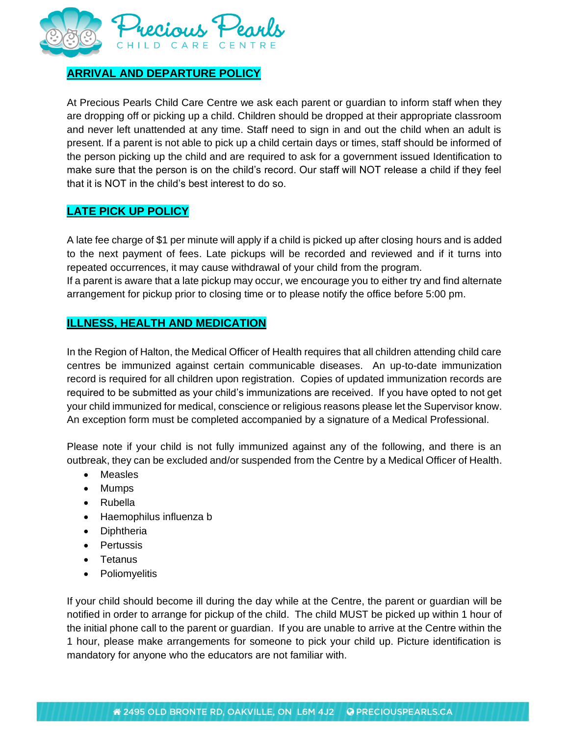## ARRIVAL AND DEPARTURE POLICY

At Precious Pearls Child Care Centre we ask each parent or guardian to inform staff when they are dropping off or picking up a child. Children should be dropped at their appropriate classroom and never left unattended at any time. Staff need to sign in and out the child when an adult is present. If a parent is not able to pick up a child certain days or times, staff should be informed of the person picking up the child and are required to ask for a government issued Identification to make sure that the person is on the child's record. Our staff will NOT release a child if they feel that it is NOT in the child's best interest to do so.

## LATE PICK UP POLICY

A late fee charge of $1 per minute will apply if a child is picked up after closing hours and is added to the next payment of fees. Late pickups will be recorded and reviewed and if it turns into repeated occurrences, it may cause withdrawal of your child from the program.
If a parent is aware that a late pickup may occur, we encourage you to either try and find alternate arrangement for pickup prior to closing time or to please notify the office before 5:00 pm.

## ILLNESS, HEALTH AND MEDICATION

In the Region of Halton, the Medical Officer of Health requires that all children attending child care centres be immunized against certain communicable diseases. An up-to-date immunization record is required for all children upon registration. Copies of updated immunization records are required to be submitted as your child's immunizations are received. If you have opted to not get your child immunized for medical, conscience or religious reasons please let the Supervisor know. An exception form must be completed accompanied by a signature of a Medical Professional.

Please note if your child is not fully immunized against any of the following, and there is an outbreak, they can be excluded and/or suspended from the Centre by a Medical Officer of Health.

- Measles
- Mumps
- Rubella
- Haemophilus influenza b
- Diphtheria
- Pertussis
- Tetanus
- Poliomyelitis

If your child should become ill during the day while at the Centre, the parent or guardian will be notified in order to arrange for pickup of the child. The child MUST be picked up within 1 hour of the initial phone call to the parent or guardian. If you are unable to arrive at the Centre within the 1 hour, please make arrangements for someone to pick your child up. Picture identification is mandatory for anyone who the educators are not familiar with.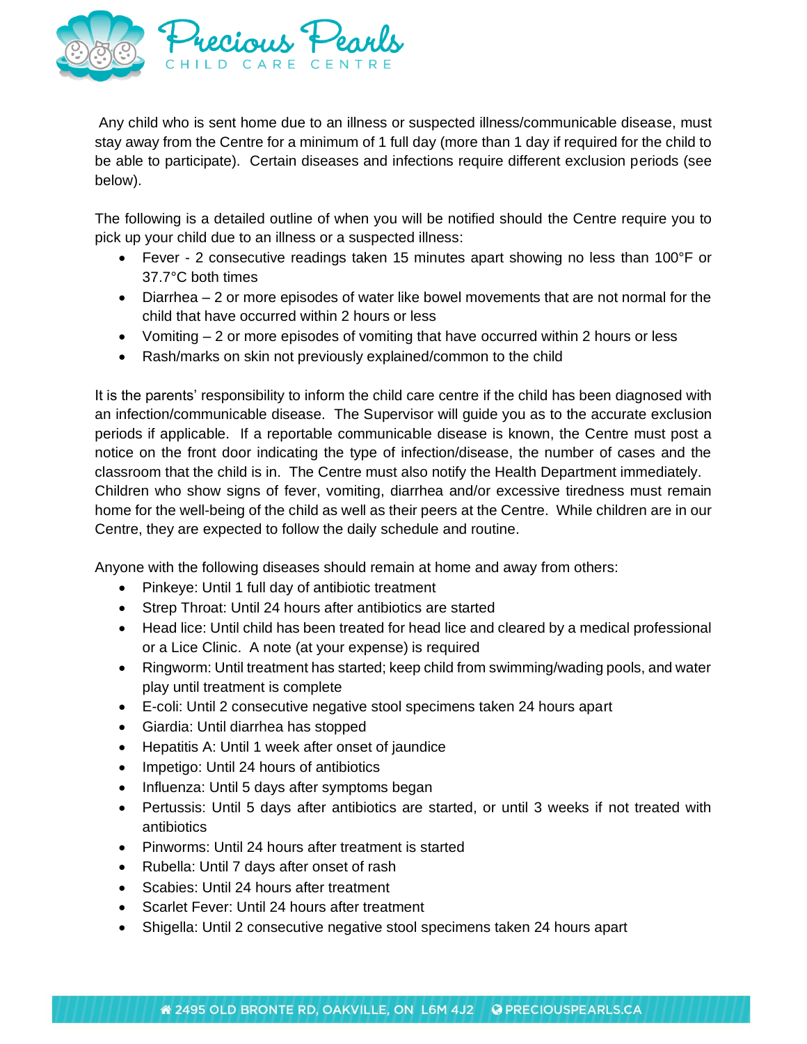Any child who is sent home due to an illness or suspected illness/communicable disease, must stay away from the Centre for a minimum of 1 full day (more than 1 day if required for the child to be able to participate). Certain diseases and infections require different exclusion periods (see below).

The following is a detailed outline of when you will be notified should the Centre require you to pick up your child due to an illness or a suspected illness:

- Fever - 2 consecutive readings taken 15 minutes apart showing no less than 100°F or 37.7°C both times
- Diarrhea – 2 or more episodes of water like bowel movements that are not normal for the child that have occurred within 2 hours or less
- Vomiting – 2 or more episodes of vomiting that have occurred within 2 hours or less
- Rash/marks on skin not previously explained/common to the child

It is the parents' responsibility to inform the child care centre if the child has been diagnosed with an infection/communicable disease. The Supervisor will guide you as to the accurate exclusion periods if applicable. If a reportable communicable disease is known, the Centre must post a notice on the front door indicating the type of infection/disease, the number of cases and the classroom that the child is in. The Centre must also notify the Health Department immediately. Children who show signs of fever, vomiting, diarrhea and/or excessive tiredness must remain home for the well-being of the child as well as their peers at the Centre. While children are in our Centre, they are expected to follow the daily schedule and routine.

Anyone with the following diseases should remain at home and away from others:

- Pinkeye: Until 1 full day of antibiotic treatment
- Strep Throat: Until 24 hours after antibiotics are started
- Head lice: Until child has been treated for head lice and cleared by a medical professional or a Lice Clinic. A note (at your expense) is required
- Ringworm: Until treatment has started; keep child from swimming/wading pools, and water play until treatment is complete
- E-coli: Until 2 consecutive negative stool specimens taken 24 hours apart
- Giardia: Until diarrhea has stopped
- Hepatitis A: Until 1 week after onset of jaundice
- Impetigo: Until 24 hours of antibiotics
- Influenza: Until 5 days after symptoms began
- Pertussis: Until 5 days after antibiotics are started, or until 3 weeks if not treated with antibiotics
- Pinworms: Until 24 hours after treatment is started
- Rubella: Until 7 days after onset of rash
- Scabies: Until 24 hours after treatment
- Scarlet Fever: Until 24 hours after treatment
- Shigella: Until 2 consecutive negative stool specimens taken 24 hours apart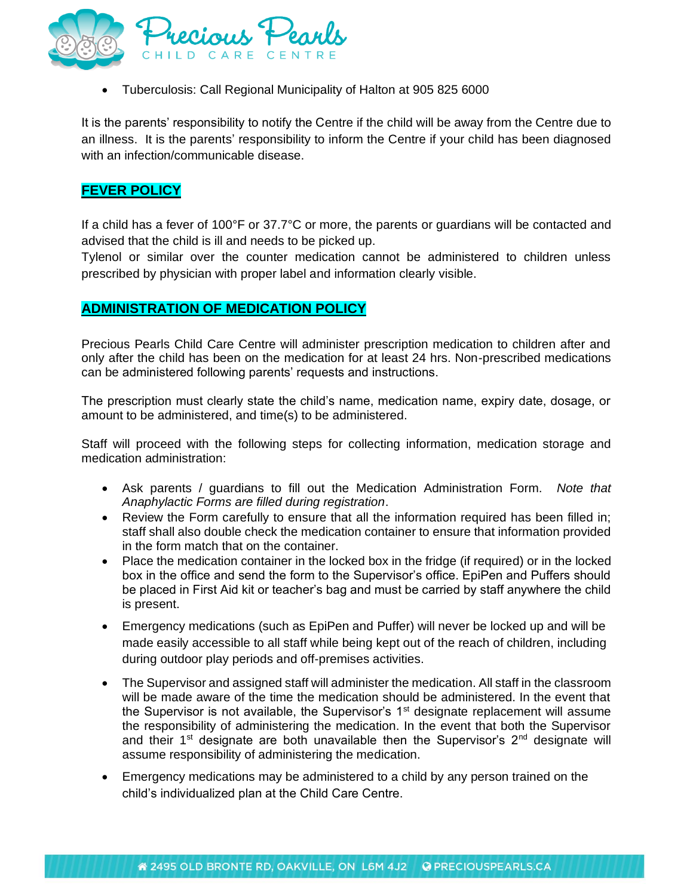- Tuberculosis: Call Regional Municipality of Halton at 905 825 6000

It is the parents' responsibility to notify the Centre if the child will be away from the Centre due to an illness. It is the parents' responsibility to inform the Centre if your child has been diagnosed with an infection/communicable disease.

## FEVER POLICY

If a child has a fever of 100°F or 37.7°C or more, the parents or guardians will be contacted and advised that the child is ill and needs to be picked up.
Tylenol or similar over the counter medication cannot be administered to children unless prescribed by physician with proper label and information clearly visible.

## ADMINISTRATION OF MEDICATION POLICY

Precious Pearls Child Care Centre will administer prescription medication to children after and only after the child has been on the medication for at least 24 hrs. Non-prescribed medications can be administered following parents' requests and instructions.

The prescription must clearly state the child's name, medication name, expiry date, dosage, or amount to be administered, and time(s) to be administered.

Staff will proceed with the following steps for collecting information, medication storage and medication administration:

- Ask parents / guardians to fill out the Medication Administration Form. *Note that Anaphylactic Forms are filled during registration*.
- Review the Form carefully to ensure that all the information required has been filled in; staff shall also double check the medication container to ensure that information provided in the form match that on the container.
- Place the medication container in the locked box in the fridge (if required) or in the locked box in the office and send the form to the Supervisor's office. EpiPen and Puffers should be placed in First Aid kit or teacher's bag and must be carried by staff anywhere the child is present.
- Emergency medications (such as EpiPen and Puffer) will never be locked up and will be made easily accessible to all staff while being kept out of the reach of children, including during outdoor play periods and off-premises activities.
- The Supervisor and assigned staff will administer the medication. All staff in the classroom will be made aware of the time the medication should be administered. In the event that the Supervisor is not available, the Supervisor's 1st designate replacement will assume the responsibility of administering the medication. In the event that both the Supervisor and their 1st designate are both unavailable then the Supervisor's 2nd designate will assume responsibility of administering the medication.
- Emergency medications may be administered to a child by any person trained on the child's individualized plan at the Child Care Centre.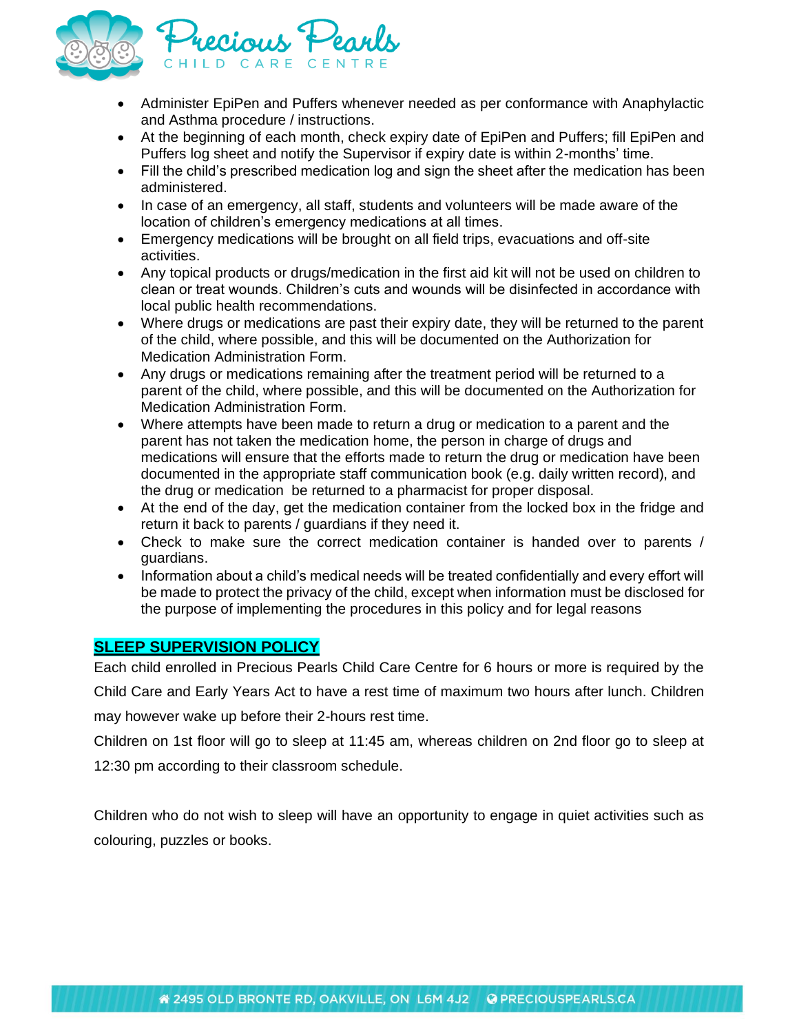- Administer EpiPen and Puffers whenever needed as per conformance with Anaphylactic and Asthma procedure / instructions.
- At the beginning of each month, check expiry date of EpiPen and Puffers; fill EpiPen and Puffers log sheet and notify the Supervisor if expiry date is within 2-months' time.
- Fill the child's prescribed medication log and sign the sheet after the medication has been administered.
- In case of an emergency, all staff, students and volunteers will be made aware of the location of children's emergency medications at all times.
- Emergency medications will be brought on all field trips, evacuations and off-site activities.
- Any topical products or drugs/medication in the first aid kit will not be used on children to clean or treat wounds. Children's cuts and wounds will be disinfected in accordance with local public health recommendations.
- Where drugs or medications are past their expiry date, they will be returned to the parent of the child, where possible, and this will be documented on the Authorization for Medication Administration Form.
- Any drugs or medications remaining after the treatment period will be returned to a parent of the child, where possible, and this will be documented on the Authorization for Medication Administration Form.
- Where attempts have been made to return a drug or medication to a parent and the parent has not taken the medication home, the person in charge of drugs and medications will ensure that the efforts made to return the drug or medication have been documented in the appropriate staff communication book (e.g. daily written record), and the drug or medication be returned to a pharmacist for proper disposal.
- At the end of the day, get the medication container from the locked box in the fridge and return it back to parents / guardians if they need it.
- Check to make sure the correct medication container is handed over to parents / guardians.
- Information about a child's medical needs will be treated confidentially and every effort will be made to protect the privacy of the child, except when information must be disclosed for the purpose of implementing the procedures in this policy and for legal reasons

## SLEEP SUPERVISION POLICY

Each child enrolled in Precious Pearls Child Care Centre for 6 hours or more is required by the Child Care and Early Years Act to have a rest time of maximum two hours after lunch. Children may however wake up before their 2-hours rest time.

Children on 1st floor will go to sleep at 11:45 am, whereas children on 2nd floor go to sleep at 12:30 pm according to their classroom schedule.

Children who do not wish to sleep will have an opportunity to engage in quiet activities such as colouring, puzzles or books.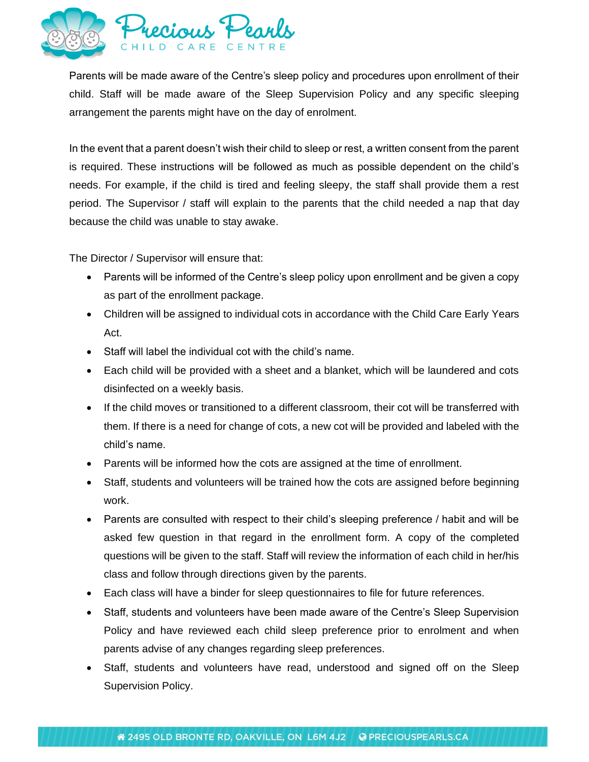Parents will be made aware of the Centre's sleep policy and procedures upon enrollment of their child. Staff will be made aware of the Sleep Supervision Policy and any specific sleeping arrangement the parents might have on the day of enrolment.

In the event that a parent doesn't wish their child to sleep or rest, a written consent from the parent is required. These instructions will be followed as much as possible dependent on the child's needs. For example, if the child is tired and feeling sleepy, the staff shall provide them a rest period. The Supervisor / staff will explain to the parents that the child needed a nap that day because the child was unable to stay awake.

The Director / Supervisor will ensure that:

- Parents will be informed of the Centre's sleep policy upon enrollment and be given a copy as part of the enrollment package.
- Children will be assigned to individual cots in accordance with the Child Care Early Years Act.
- Staff will label the individual cot with the child's name.
- Each child will be provided with a sheet and a blanket, which will be laundered and cots disinfected on a weekly basis.
- If the child moves or transitioned to a different classroom, their cot will be transferred with them. If there is a need for change of cots, a new cot will be provided and labeled with the child's name.
- Parents will be informed how the cots are assigned at the time of enrollment.
- Staff, students and volunteers will be trained how the cots are assigned before beginning work.
- Parents are consulted with respect to their child's sleeping preference / habit and will be asked few question in that regard in the enrollment form. A copy of the completed questions will be given to the staff. Staff will review the information of each child in her/his class and follow through directions given by the parents.
- Each class will have a binder for sleep questionnaires to file for future references.
- Staff, students and volunteers have been made aware of the Centre's Sleep Supervision Policy and have reviewed each child sleep preference prior to enrolment and when parents advise of any changes regarding sleep preferences.
- Staff, students and volunteers have read, understood and signed off on the Sleep Supervision Policy.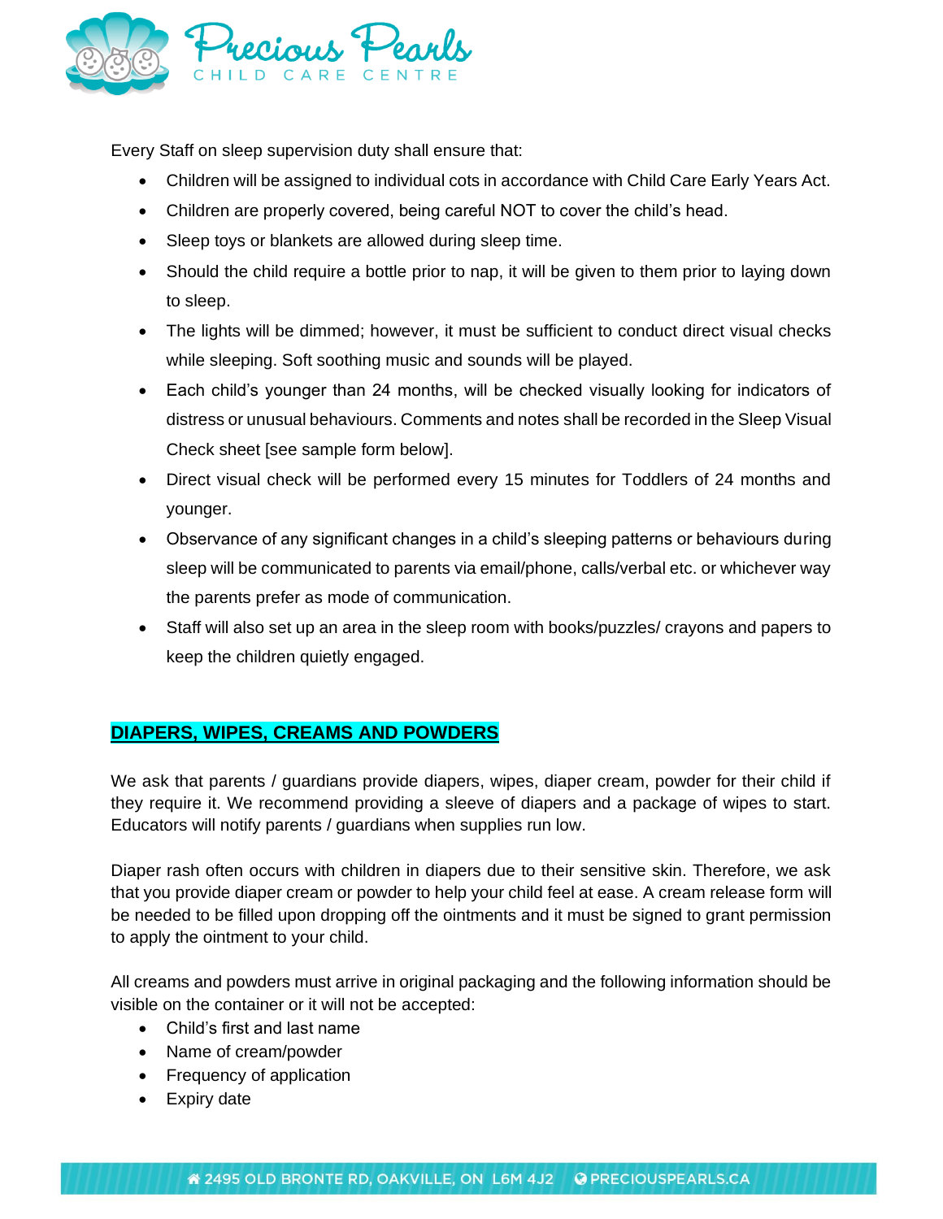Every Staff on sleep supervision duty shall ensure that:

- Children will be assigned to individual cots in accordance with Child Care Early Years Act.
- Children are properly covered, being careful NOT to cover the child's head.
- Sleep toys or blankets are allowed during sleep time.
- Should the child require a bottle prior to nap, it will be given to them prior to laying down to sleep.
- The lights will be dimmed; however, it must be sufficient to conduct direct visual checks while sleeping. Soft soothing music and sounds will be played.
- Each child's younger than 24 months, will be checked visually looking for indicators of distress or unusual behaviours. Comments and notes shall be recorded in the Sleep Visual Check sheet [see sample form below].
- Direct visual check will be performed every 15 minutes for Toddlers of 24 months and younger.
- Observance of any significant changes in a child's sleeping patterns or behaviours during sleep will be communicated to parents via email/phone, calls/verbal etc. or whichever way the parents prefer as mode of communication.
- Staff will also set up an area in the sleep room with books/puzzles/ crayons and papers to keep the children quietly engaged.

## DIAPERS, WIPES, CREAMS AND POWDERS

We ask that parents / guardians provide diapers, wipes, diaper cream, powder for their child if they require it. We recommend providing a sleeve of diapers and a package of wipes to start. Educators will notify parents / guardians when supplies run low.

Diaper rash often occurs with children in diapers due to their sensitive skin. Therefore, we ask that you provide diaper cream or powder to help your child feel at ease. A cream release form will be needed to be filled upon dropping off the ointments and it must be signed to grant permission to apply the ointment to your child.

All creams and powders must arrive in original packaging and the following information should be visible on the container or it will not be accepted:

- Child's first and last name
- Name of cream/powder
- Frequency of application
- Expiry date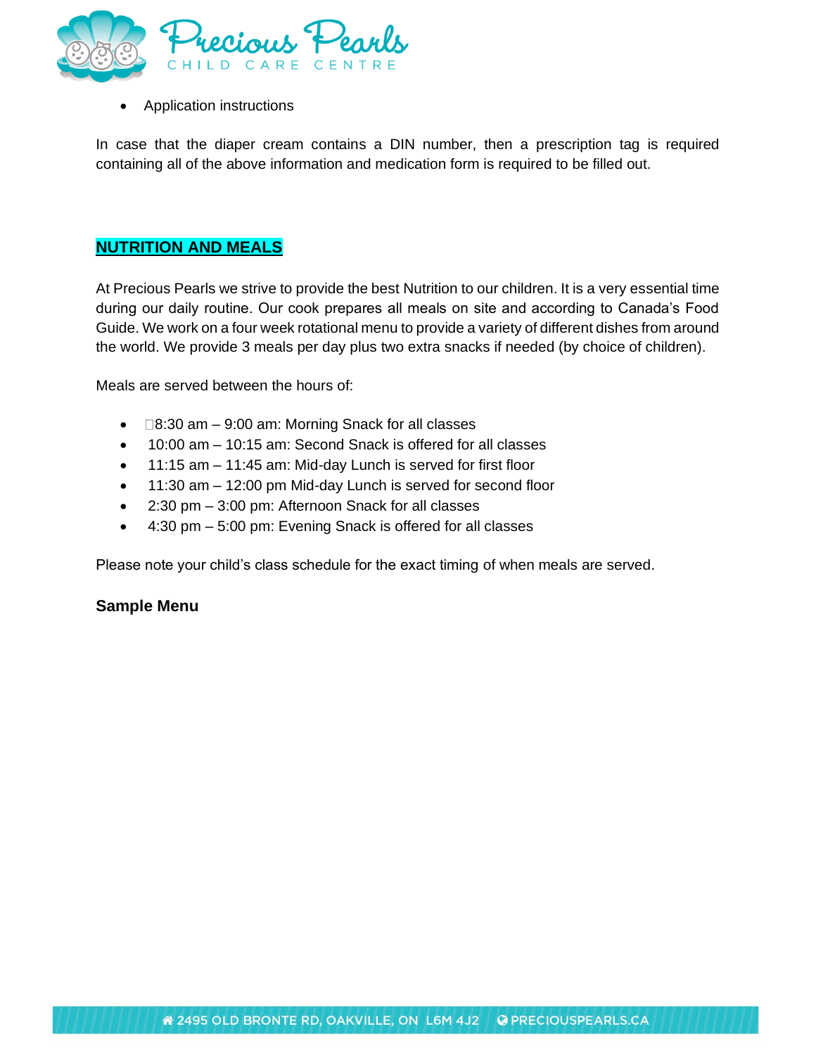- Application instructions

In case that the diaper cream contains a DIN number, then a prescription tag is required containing all of the above information and medication form is required to be filled out.

## NUTRITION AND MEALS

At Precious Pearls we strive to provide the best Nutrition to our children. It is a very essential time during our daily routine. Our cook prepares all meals on site and according to Canada's Food Guide. We work on a four week rotational menu to provide a variety of different dishes from around the world. We provide 3 meals per day plus two extra snacks if needed (by choice of children).

Meals are served between the hours of:

- 8:30 am – 9:00 am: Morning Snack for all classes
- 10:00 am – 10:15 am: Second Snack is offered for all classes
- 11:15 am – 11:45 am: Mid-day Lunch is served for first floor
- 11:30 am – 12:00 pm Mid-day Lunch is served for second floor
- 2:30 pm – 3:00 pm: Afternoon Snack for all classes
- 4:30 pm – 5:00 pm: Evening Snack is offered for all classes

Please note your child's class schedule for the exact timing of when meals are served.

### Sample Menu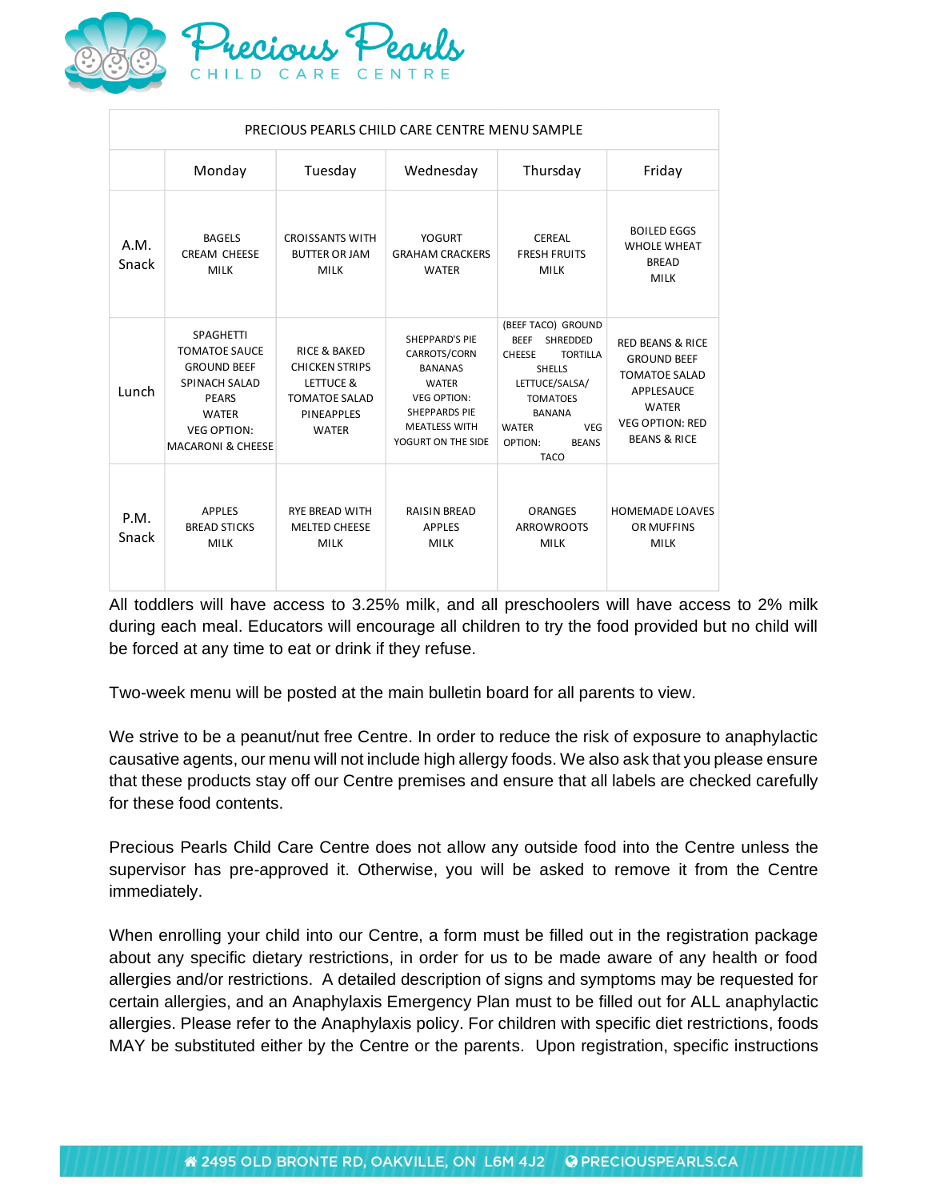| PRECIOUS PEARLS CHILD CARE CENTRE MENU SAMPLE | | | | | |
|---|---|---|---|---|---|
| | Monday | Tuesday | Wednesday | Thursday | Friday |
| A.M. Snack | BAGELS CREAM CHEESE MILK | CROISSANTS WITH BUTTER OR JAM MILK | YOGURT GRAHAM CRACKERS WATER | CEREAL FRESH FRUITS MILK | BOILED EGGS WHOLE WHEAT BREAD MILK |
| Lunch | SPAGHETTI TOMATOE SAUCE GROUND BEEF SPINACH SALAD PEARS WATER VEG OPTION: MACARONI & CHEESE | RICE & BAKED CHICKEN STRIPS LETTUCE & TOMATOE SALAD PINEAPPLES WATER | SHEPPARD'S PIE CARROTS/CORN BANANAS WATER VEG OPTION: SHEPPARDS PIE MEATLESS WITH YOGURT ON THE SIDE | (BEEF TACO) GROUND BEEF SHREDDED CHEESE TORTILLA SHELLS LETTUCE/SALSA/ TOMATOES BANANA WATER VEG OPTION: BEANS TACO | RED BEANS & RICE GROUND BEEF TOMATOE SALAD APPLESAUCE WATER VEG OPTION: RED BEANS & RICE |
| P.M. Snack | APPLES BREAD STICKS MILK | RYE BREAD WITH MELTED CHEESE MILK | RAISIN BREAD APPLES MILK | ORANGES ARROWROOTS MILK | HOMEMADE LOAVES OR MUFFINS MILK |

All toddlers will have access to 3.25% milk, and all preschoolers will have access to 2% milk during each meal. Educators will encourage all children to try the food provided but no child will be forced at any time to eat or drink if they refuse.

Two-week menu will be posted at the main bulletin board for all parents to view.

We strive to be a peanut/nut free Centre. In order to reduce the risk of exposure to anaphylactic causative agents, our menu will not include high allergy foods. We also ask that you please ensure that these products stay off our Centre premises and ensure that all labels are checked carefully for these food contents.

Precious Pearls Child Care Centre does not allow any outside food into the Centre unless the supervisor has pre-approved it. Otherwise, you will be asked to remove it from the Centre immediately.

When enrolling your child into our Centre, a form must be filled out in the registration package about any specific dietary restrictions, in order for us to be made aware of any health or food allergies and/or restrictions. A detailed description of signs and symptoms may be requested for certain allergies, and an Anaphylaxis Emergency Plan must to be filled out for ALL anaphylactic allergies. Please refer to the Anaphylaxis policy. For children with specific diet restrictions, foods MAY be substituted either by the Centre or the parents. Upon registration, specific instructions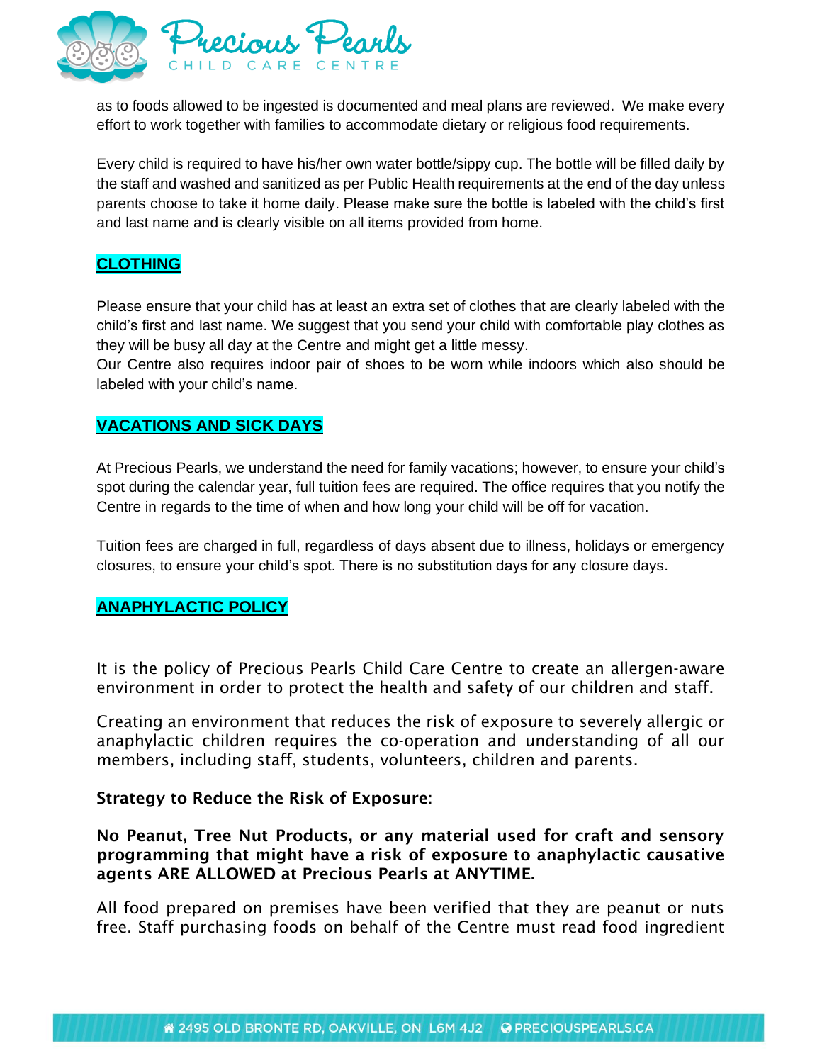as to foods allowed to be ingested is documented and meal plans are reviewed. We make every effort to work together with families to accommodate dietary or religious food requirements.

Every child is required to have his/her own water bottle/sippy cup. The bottle will be filled daily by the staff and washed and sanitized as per Public Health requirements at the end of the day unless parents choose to take it home daily. Please make sure the bottle is labeled with the child's first and last name and is clearly visible on all items provided from home.

## CLOTHING

Please ensure that your child has at least an extra set of clothes that are clearly labeled with the child's first and last name. We suggest that you send your child with comfortable play clothes as they will be busy all day at the Centre and might get a little messy.
Our Centre also requires indoor pair of shoes to be worn while indoors which also should be labeled with your child's name.

## VACATIONS AND SICK DAYS

At Precious Pearls, we understand the need for family vacations; however, to ensure your child's spot during the calendar year, full tuition fees are required. The office requires that you notify the Centre in regards to the time of when and how long your child will be off for vacation.

Tuition fees are charged in full, regardless of days absent due to illness, holidays or emergency closures, to ensure your child's spot. There is no substitution days for any closure days.

## ANAPHYLACTIC POLICY

It is the policy of Precious Pearls Child Care Centre to create an allergen-aware environment in order to protect the health and safety of our children and staff.

Creating an environment that reduces the risk of exposure to severely allergic or anaphylactic children requires the co-operation and understanding of all our members, including staff, students, volunteers, children and parents.

### Strategy to Reduce the Risk of Exposure:

**No Peanut, Tree Nut Products, or any material used for craft and sensory programming that might have a risk of exposure to anaphylactic causative agents ARE ALLOWED at Precious Pearls at ANYTIME.**

All food prepared on premises have been verified that they are peanut or nuts free. Staff purchasing foods on behalf of the Centre must read food ingredient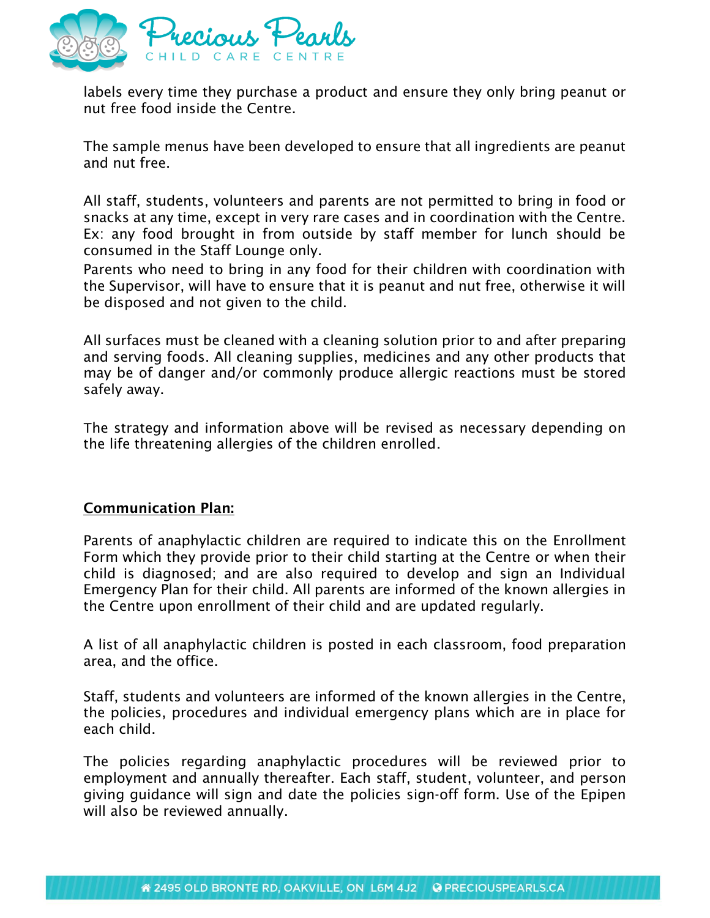labels every time they purchase a product and ensure they only bring peanut or nut free food inside the Centre.

The sample menus have been developed to ensure that all ingredients are peanut and nut free.

All staff, students, volunteers and parents are not permitted to bring in food or snacks at any time, except in very rare cases and in coordination with the Centre. Ex: any food brought in from outside by staff member for lunch should be consumed in the Staff Lounge only.
Parents who need to bring in any food for their children with coordination with the Supervisor, will have to ensure that it is peanut and nut free, otherwise it will be disposed and not given to the child.

All surfaces must be cleaned with a cleaning solution prior to and after preparing and serving foods. All cleaning supplies, medicines and any other products that may be of danger and/or commonly produce allergic reactions must be stored safely away.

The strategy and information above will be revised as necessary depending on the life threatening allergies of the children enrolled.

**Communication Plan:**

Parents of anaphylactic children are required to indicate this on the Enrollment Form which they provide prior to their child starting at the Centre or when their child is diagnosed; and are also required to develop and sign an Individual Emergency Plan for their child. All parents are informed of the known allergies in the Centre upon enrollment of their child and are updated regularly.

A list of all anaphylactic children is posted in each classroom, food preparation area, and the office.

Staff, students and volunteers are informed of the known allergies in the Centre, the policies, procedures and individual emergency plans which are in place for each child.

The policies regarding anaphylactic procedures will be reviewed prior to employment and annually thereafter. Each staff, student, volunteer, and person giving guidance will sign and date the policies sign-off form. Use of the Epipen will also be reviewed annually.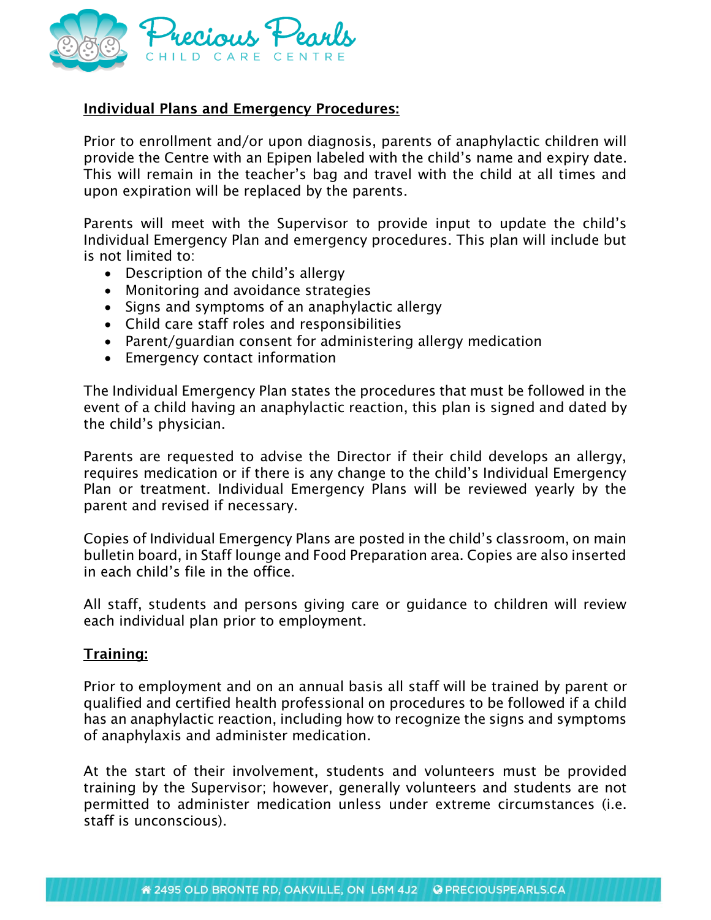**Individual Plans and Emergency Procedures:**

Prior to enrollment and/or upon diagnosis, parents of anaphylactic children will provide the Centre with an Epipen labeled with the child's name and expiry date. This will remain in the teacher's bag and travel with the child at all times and upon expiration will be replaced by the parents.

Parents will meet with the Supervisor to provide input to update the child's Individual Emergency Plan and emergency procedures. This plan will include but is not limited to:

- Description of the child's allergy
- Monitoring and avoidance strategies
- Signs and symptoms of an anaphylactic allergy
- Child care staff roles and responsibilities
- Parent/guardian consent for administering allergy medication
- Emergency contact information

The Individual Emergency Plan states the procedures that must be followed in the event of a child having an anaphylactic reaction, this plan is signed and dated by the child's physician.

Parents are requested to advise the Director if their child develops an allergy, requires medication or if there is any change to the child's Individual Emergency Plan or treatment. Individual Emergency Plans will be reviewed yearly by the parent and revised if necessary.

Copies of Individual Emergency Plans are posted in the child's classroom, on main bulletin board, in Staff lounge and Food Preparation area. Copies are also inserted in each child's file in the office.

All staff, students and persons giving care or guidance to children will review each individual plan prior to employment.

**Training:**

Prior to employment and on an annual basis all staff will be trained by parent or qualified and certified health professional on procedures to be followed if a child has an anaphylactic reaction, including how to recognize the signs and symptoms of anaphylaxis and administer medication.

At the start of their involvement, students and volunteers must be provided training by the Supervisor; however, generally volunteers and students are not permitted to administer medication unless under extreme circumstances (i.e. staff is unconscious).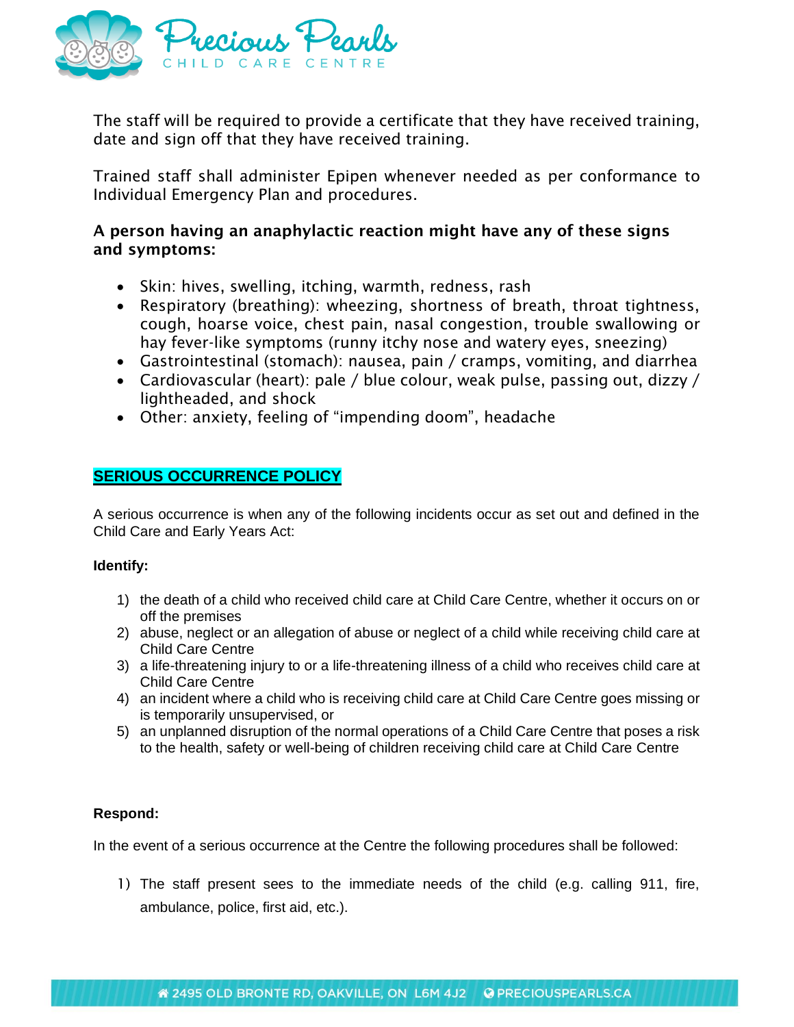The staff will be required to provide a certificate that they have received training, date and sign off that they have received training.

Trained staff shall administer Epipen whenever needed as per conformance to Individual Emergency Plan and procedures.

**A person having an anaphylactic reaction might have any of these signs and symptoms:**

- Skin: hives, swelling, itching, warmth, redness, rash
- Respiratory (breathing): wheezing, shortness of breath, throat tightness, cough, hoarse voice, chest pain, nasal congestion, trouble swallowing or hay fever-like symptoms (runny itchy nose and watery eyes, sneezing)
- Gastrointestinal (stomach): nausea, pain / cramps, vomiting, and diarrhea
- Cardiovascular (heart): pale / blue colour, weak pulse, passing out, dizzy / lightheaded, and shock
- Other: anxiety, feeling of "impending doom", headache

## SERIOUS OCCURRENCE POLICY

A serious occurrence is when any of the following incidents occur as set out and defined in the Child Care and Early Years Act:

**Identify:**

1) the death of a child who received child care at Child Care Centre, whether it occurs on or off the premises
2) abuse, neglect or an allegation of abuse or neglect of a child while receiving child care at Child Care Centre
3) a life-threatening injury to or a life-threatening illness of a child who receives child care at Child Care Centre
4) an incident where a child who is receiving child care at Child Care Centre goes missing or is temporarily unsupervised, or
5) an unplanned disruption of the normal operations of a Child Care Centre that poses a risk to the health, safety or well-being of children receiving child care at Child Care Centre

**Respond:**

In the event of a serious occurrence at the Centre the following procedures shall be followed:

1) The staff present sees to the immediate needs of the child (e.g. calling 911, fire, ambulance, police, first aid, etc.).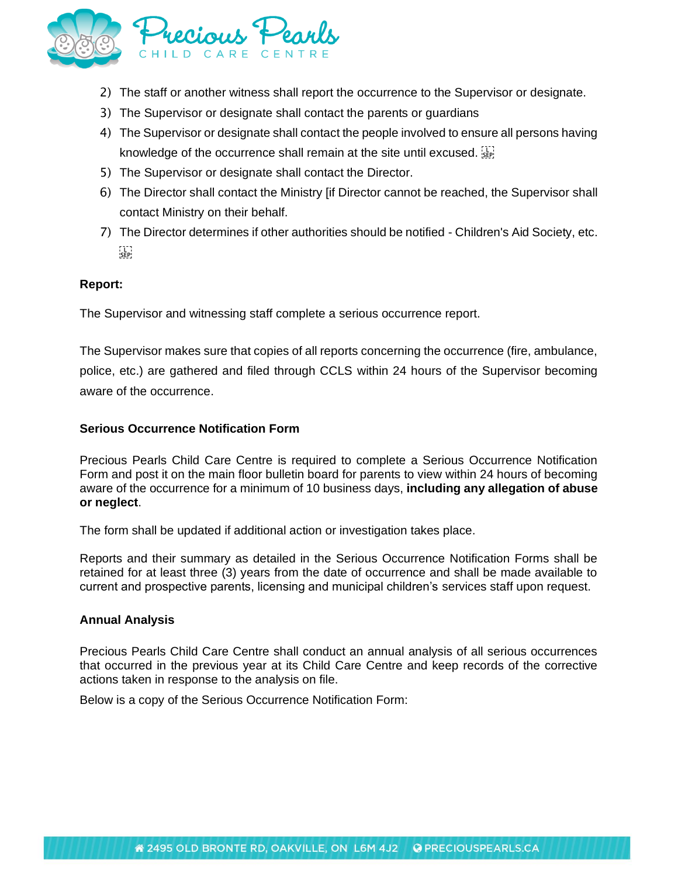2) The staff or another witness shall report the occurrence to the Supervisor or designate.
3) The Supervisor or designate shall contact the parents or guardians
4) The Supervisor or designate shall contact the people involved to ensure all persons having knowledge of the occurrence shall remain at the site until excused.
5) The Supervisor or designate shall contact the Director.
6) The Director shall contact the Ministry [if Director cannot be reached, the Supervisor shall contact Ministry on their behalf.
7) The Director determines if other authorities should be notified - Children's Aid Society, etc.

**Report:**

The Supervisor and witnessing staff complete a serious occurrence report.

The Supervisor makes sure that copies of all reports concerning the occurrence (fire, ambulance, police, etc.) are gathered and filed through CCLS within 24 hours of the Supervisor becoming aware of the occurrence.

**Serious Occurrence Notification Form**

Precious Pearls Child Care Centre is required to complete a Serious Occurrence Notification Form and post it on the main floor bulletin board for parents to view within 24 hours of becoming aware of the occurrence for a minimum of 10 business days, **including any allegation of abuse or neglect**.

The form shall be updated if additional action or investigation takes place.

Reports and their summary as detailed in the Serious Occurrence Notification Forms shall be retained for at least three (3) years from the date of occurrence and shall be made available to current and prospective parents, licensing and municipal children's services staff upon request.

**Annual Analysis**

Precious Pearls Child Care Centre shall conduct an annual analysis of all serious occurrences that occurred in the previous year at its Child Care Centre and keep records of the corrective actions taken in response to the analysis on file.

Below is a copy of the Serious Occurrence Notification Form: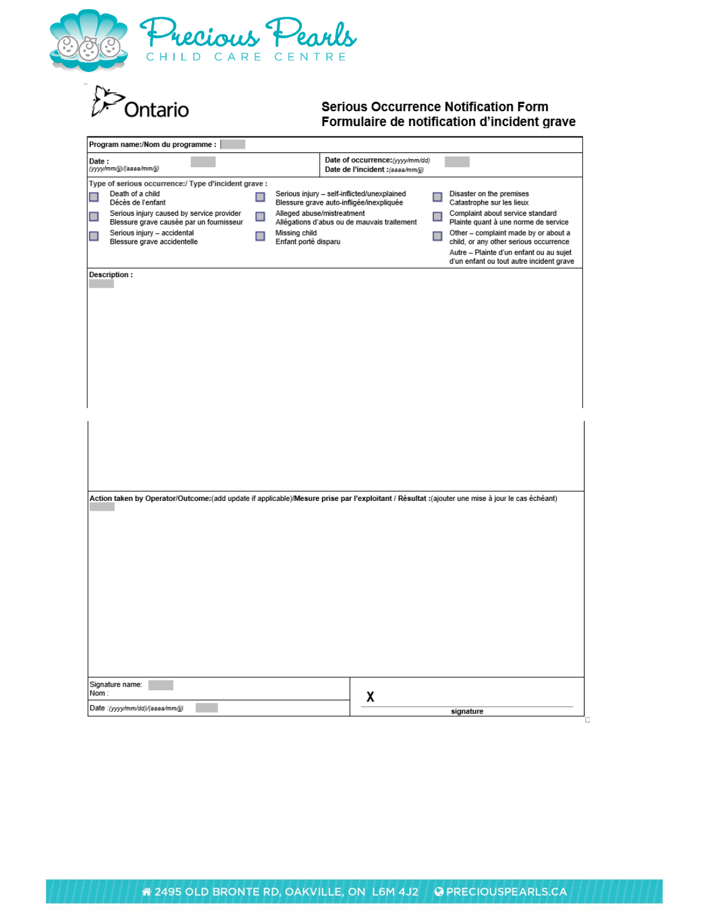Precious Pearls

CHILD CARE CENTRE

Ontario

# Serious Occurrence Notification Form
# Formulaire de notification d'incident grave

**Program name:/Nom du programme :**

**Date :** *(yyyy/mm/jj)/(aaaa/mm/jj)*

**Date of occurrence:** *(yyyy/mm/dd)*
**Date de l'incident :** *(aaaa/mm/jj)*

**Type of serious occurrence:/ Type d'incident grave :**

- ☐ Death of a child / Décès de l'enfant
- ☐ Serious injury caused by service provider / Blessure grave causée par un fournisseur
- ☐ Serious injury – accidental / Blessure grave accidentelle
- ☐ Serious injury – self-inflicted/unexplained / Blessure grave auto-infligée/inexpliquée
- ☐ Alleged abuse/mistreatment / Allégations d'abus ou de mauvais traitement
- ☐ Missing child / Enfant porté disparu
- ☐ Disaster on the premises / Catastrophe sur les lieux
- ☐ Complaint about service standard / Plainte quant à une norme de service
- ☐ Other – complaint made by or about a child, or any other serious occurrence / Autre – Plainte d'un enfant ou au sujet d'un enfant ou tout autre incident grave

**Description :**

**Action taken by Operator/Outcome:**(add update if applicable)/**Mesure prise par l'exploitant / Résultat :**(ajouter une mise à jour le cas échéant)

Signature name:
Nom :

Date :*(yyyy/mm/dd)/(aaaa/mm/jj)*

X

**signature**

2495 OLD BRONTE RD, OAKVILLE, ON L6M 4J2 PRECIOUSPEARLS.CA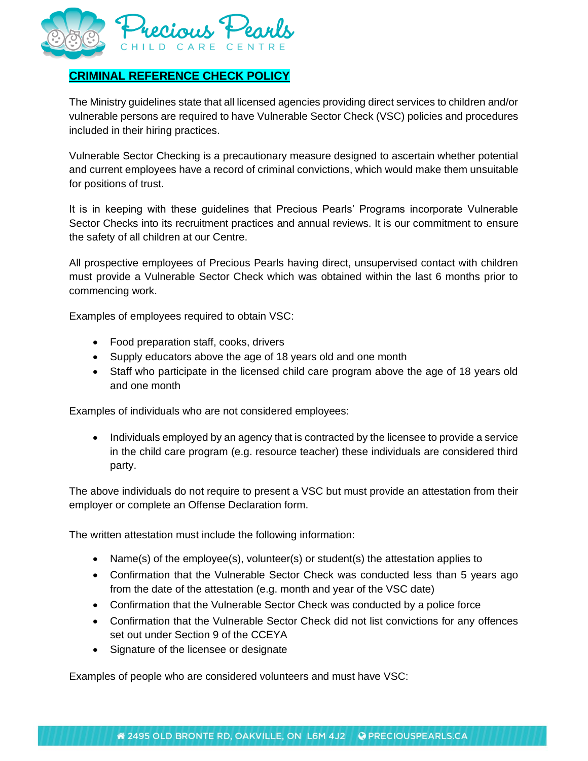## CRIMINAL REFERENCE CHECK POLICY

The Ministry guidelines state that all licensed agencies providing direct services to children and/or vulnerable persons are required to have Vulnerable Sector Check (VSC) policies and procedures included in their hiring practices.

Vulnerable Sector Checking is a precautionary measure designed to ascertain whether potential and current employees have a record of criminal convictions, which would make them unsuitable for positions of trust.

It is in keeping with these guidelines that Precious Pearls' Programs incorporate Vulnerable Sector Checks into its recruitment practices and annual reviews. It is our commitment to ensure the safety of all children at our Centre.

All prospective employees of Precious Pearls having direct, unsupervised contact with children must provide a Vulnerable Sector Check which was obtained within the last 6 months prior to commencing work.

Examples of employees required to obtain VSC:

- Food preparation staff, cooks, drivers
- Supply educators above the age of 18 years old and one month
- Staff who participate in the licensed child care program above the age of 18 years old and one month

Examples of individuals who are not considered employees:

- Individuals employed by an agency that is contracted by the licensee to provide a service in the child care program (e.g. resource teacher) these individuals are considered third party.

The above individuals do not require to present a VSC but must provide an attestation from their employer or complete an Offense Declaration form.

The written attestation must include the following information:

- Name(s) of the employee(s), volunteer(s) or student(s) the attestation applies to
- Confirmation that the Vulnerable Sector Check was conducted less than 5 years ago from the date of the attestation (e.g. month and year of the VSC date)
- Confirmation that the Vulnerable Sector Check was conducted by a police force
- Confirmation that the Vulnerable Sector Check did not list convictions for any offences set out under Section 9 of the CCEYA
- Signature of the licensee or designate

Examples of people who are considered volunteers and must have VSC: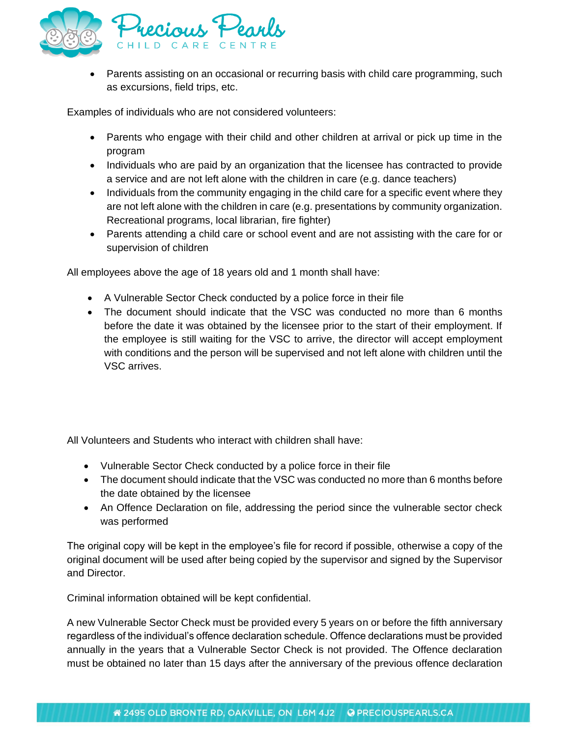- Parents assisting on an occasional or recurring basis with child care programming, such as excursions, field trips, etc.

Examples of individuals who are not considered volunteers:

- Parents who engage with their child and other children at arrival or pick up time in the program
- Individuals who are paid by an organization that the licensee has contracted to provide a service and are not left alone with the children in care (e.g. dance teachers)
- Individuals from the community engaging in the child care for a specific event where they are not left alone with the children in care (e.g. presentations by community organization. Recreational programs, local librarian, fire fighter)
- Parents attending a child care or school event and are not assisting with the care for or supervision of children

All employees above the age of 18 years old and 1 month shall have:

- A Vulnerable Sector Check conducted by a police force in their file
- The document should indicate that the VSC was conducted no more than 6 months before the date it was obtained by the licensee prior to the start of their employment. If the employee is still waiting for the VSC to arrive, the director will accept employment with conditions and the person will be supervised and not left alone with children until the VSC arrives.

All Volunteers and Students who interact with children shall have:

- Vulnerable Sector Check conducted by a police force in their file
- The document should indicate that the VSC was conducted no more than 6 months before the date obtained by the licensee
- An Offence Declaration on file, addressing the period since the vulnerable sector check was performed

The original copy will be kept in the employee's file for record if possible, otherwise a copy of the original document will be used after being copied by the supervisor and signed by the Supervisor and Director.

Criminal information obtained will be kept confidential.

A new Vulnerable Sector Check must be provided every 5 years on or before the fifth anniversary regardless of the individual's offence declaration schedule. Offence declarations must be provided annually in the years that a Vulnerable Sector Check is not provided. The Offence declaration must be obtained no later than 15 days after the anniversary of the previous offence declaration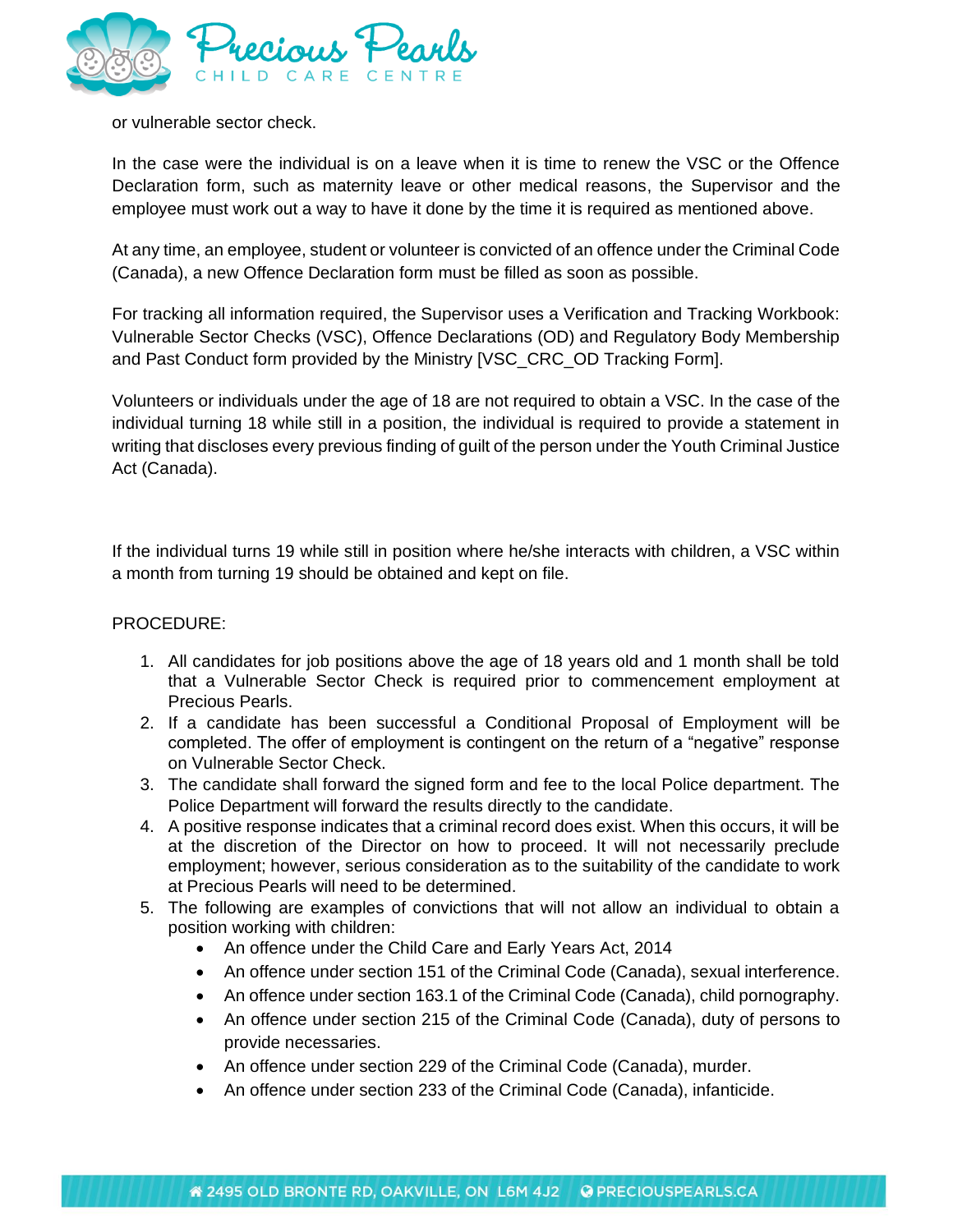or vulnerable sector check.

In the case were the individual is on a leave when it is time to renew the VSC or the Offence Declaration form, such as maternity leave or other medical reasons, the Supervisor and the employee must work out a way to have it done by the time it is required as mentioned above.

At any time, an employee, student or volunteer is convicted of an offence under the Criminal Code (Canada), a new Offence Declaration form must be filled as soon as possible.

For tracking all information required, the Supervisor uses a Verification and Tracking Workbook: Vulnerable Sector Checks (VSC), Offence Declarations (OD) and Regulatory Body Membership and Past Conduct form provided by the Ministry [VSC_CRC_OD Tracking Form].

Volunteers or individuals under the age of 18 are not required to obtain a VSC. In the case of the individual turning 18 while still in a position, the individual is required to provide a statement in writing that discloses every previous finding of guilt of the person under the Youth Criminal Justice Act (Canada).

If the individual turns 19 while still in position where he/she interacts with children, a VSC within a month from turning 19 should be obtained and kept on file.

PROCEDURE:

1. All candidates for job positions above the age of 18 years old and 1 month shall be told that a Vulnerable Sector Check is required prior to commencement employment at Precious Pearls.
2. If a candidate has been successful a Conditional Proposal of Employment will be completed. The offer of employment is contingent on the return of a "negative" response on Vulnerable Sector Check.
3. The candidate shall forward the signed form and fee to the local Police department. The Police Department will forward the results directly to the candidate.
4. A positive response indicates that a criminal record does exist. When this occurs, it will be at the discretion of the Director on how to proceed. It will not necessarily preclude employment; however, serious consideration as to the suitability of the candidate to work at Precious Pearls will need to be determined.
5. The following are examples of convictions that will not allow an individual to obtain a position working with children:
   - An offence under the Child Care and Early Years Act, 2014
   - An offence under section 151 of the Criminal Code (Canada), sexual interference.
   - An offence under section 163.1 of the Criminal Code (Canada), child pornography.
   - An offence under section 215 of the Criminal Code (Canada), duty of persons to provide necessaries.
   - An offence under section 229 of the Criminal Code (Canada), murder.
   - An offence under section 233 of the Criminal Code (Canada), infanticide.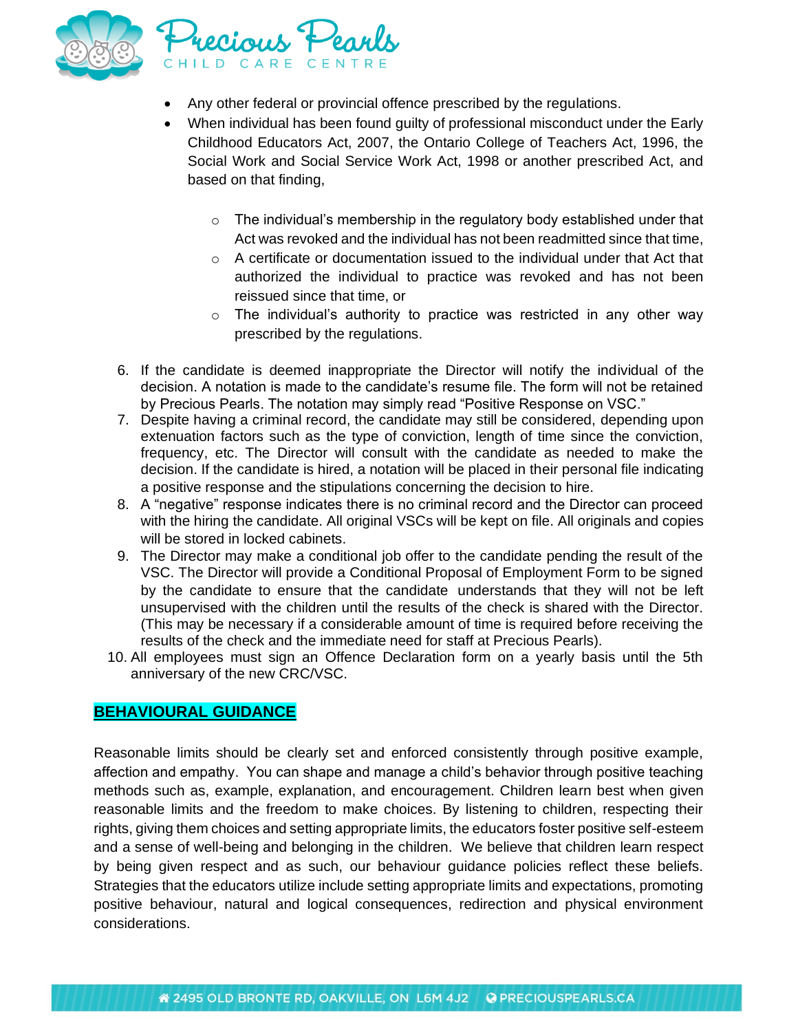- Any other federal or provincial offence prescribed by the regulations.
- When individual has been found guilty of professional misconduct under the Early Childhood Educators Act, 2007, the Ontario College of Teachers Act, 1996, the Social Work and Social Service Work Act, 1998 or another prescribed Act, and based on that finding,
  - The individual's membership in the regulatory body established under that Act was revoked and the individual has not been readmitted since that time,
  - A certificate or documentation issued to the individual under that Act that authorized the individual to practice was revoked and has not been reissued since that time, or
  - The individual's authority to practice was restricted in any other way prescribed by the regulations.

6. If the candidate is deemed inappropriate the Director will notify the individual of the decision. A notation is made to the candidate's resume file. The form will not be retained by Precious Pearls. The notation may simply read "Positive Response on VSC."
7. Despite having a criminal record, the candidate may still be considered, depending upon extenuation factors such as the type of conviction, length of time since the conviction, frequency, etc. The Director will consult with the candidate as needed to make the decision. If the candidate is hired, a notation will be placed in their personal file indicating a positive response and the stipulations concerning the decision to hire.
8. A "negative" response indicates there is no criminal record and the Director can proceed with the hiring the candidate. All original VSCs will be kept on file. All originals and copies will be stored in locked cabinets.
9. The Director may make a conditional job offer to the candidate pending the result of the VSC. The Director will provide a Conditional Proposal of Employment Form to be signed by the candidate to ensure that the candidate understands that they will not be left unsupervised with the children until the results of the check is shared with the Director. (This may be necessary if a considerable amount of time is required before receiving the results of the check and the immediate need for staff at Precious Pearls).
10. All employees must sign an Offence Declaration form on a yearly basis until the 5th anniversary of the new CRC/VSC.

## BEHAVIOURAL GUIDANCE

Reasonable limits should be clearly set and enforced consistently through positive example, affection and empathy. You can shape and manage a child's behavior through positive teaching methods such as, example, explanation, and encouragement. Children learn best when given reasonable limits and the freedom to make choices. By listening to children, respecting their rights, giving them choices and setting appropriate limits, the educators foster positive self-esteem and a sense of well-being and belonging in the children. We believe that children learn respect by being given respect and as such, our behaviour guidance policies reflect these beliefs. Strategies that the educators utilize include setting appropriate limits and expectations, promoting positive behaviour, natural and logical consequences, redirection and physical environment considerations.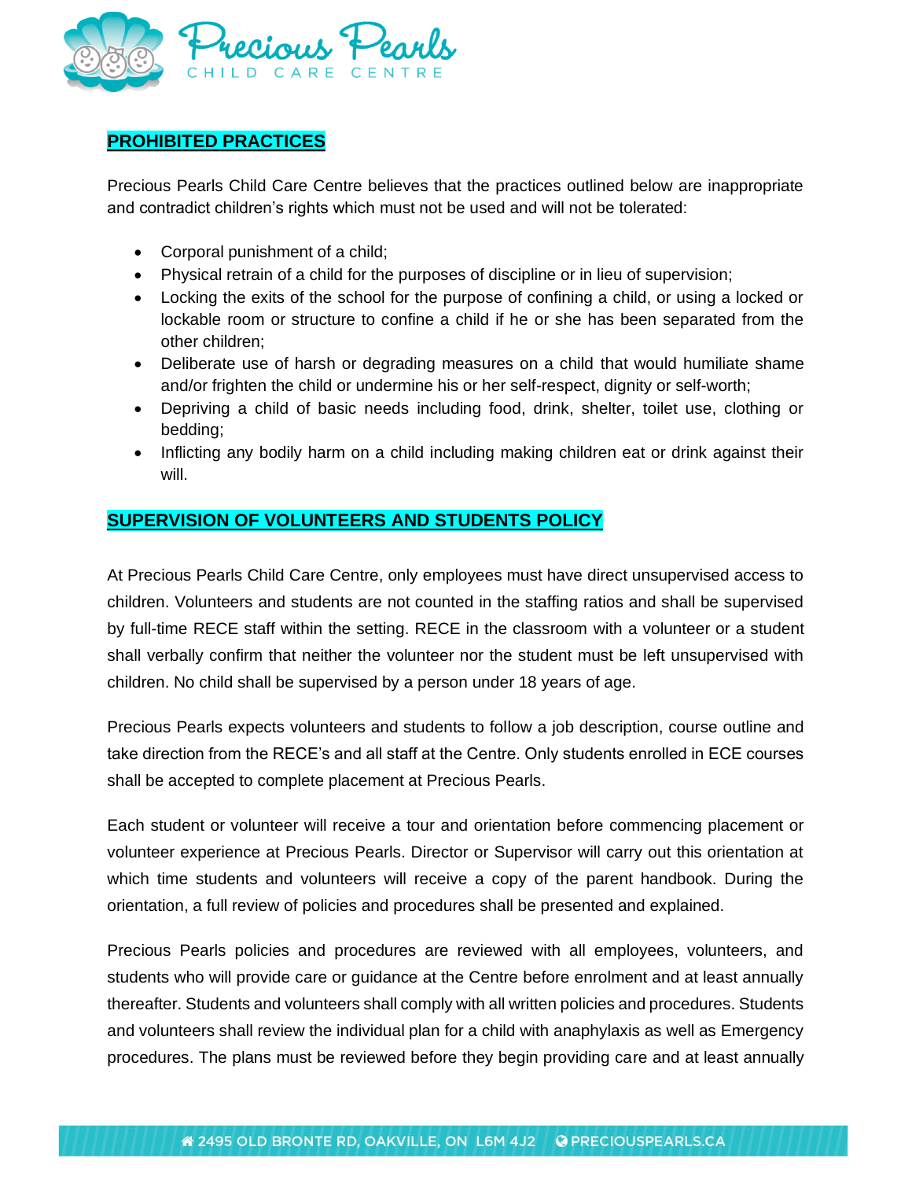## PROHIBITED PRACTICES

Precious Pearls Child Care Centre believes that the practices outlined below are inappropriate and contradict children's rights which must not be used and will not be tolerated:

- Corporal punishment of a child;
- Physical retrain of a child for the purposes of discipline or in lieu of supervision;
- Locking the exits of the school for the purpose of confining a child, or using a locked or lockable room or structure to confine a child if he or she has been separated from the other children;
- Deliberate use of harsh or degrading measures on a child that would humiliate shame and/or frighten the child or undermine his or her self-respect, dignity or self-worth;
- Depriving a child of basic needs including food, drink, shelter, toilet use, clothing or bedding;
- Inflicting any bodily harm on a child including making children eat or drink against their will.

## SUPERVISION OF VOLUNTEERS AND STUDENTS POLICY

At Precious Pearls Child Care Centre, only employees must have direct unsupervised access to children. Volunteers and students are not counted in the staffing ratios and shall be supervised by full-time RECE staff within the setting. RECE in the classroom with a volunteer or a student shall verbally confirm that neither the volunteer nor the student must be left unsupervised with children. No child shall be supervised by a person under 18 years of age.

Precious Pearls expects volunteers and students to follow a job description, course outline and take direction from the RECE's and all staff at the Centre. Only students enrolled in ECE courses shall be accepted to complete placement at Precious Pearls.

Each student or volunteer will receive a tour and orientation before commencing placement or volunteer experience at Precious Pearls. Director or Supervisor will carry out this orientation at which time students and volunteers will receive a copy of the parent handbook. During the orientation, a full review of policies and procedures shall be presented and explained.

Precious Pearls policies and procedures are reviewed with all employees, volunteers, and students who will provide care or guidance at the Centre before enrolment and at least annually thereafter. Students and volunteers shall comply with all written policies and procedures. Students and volunteers shall review the individual plan for a child with anaphylaxis as well as Emergency procedures. The plans must be reviewed before they begin providing care and at least annually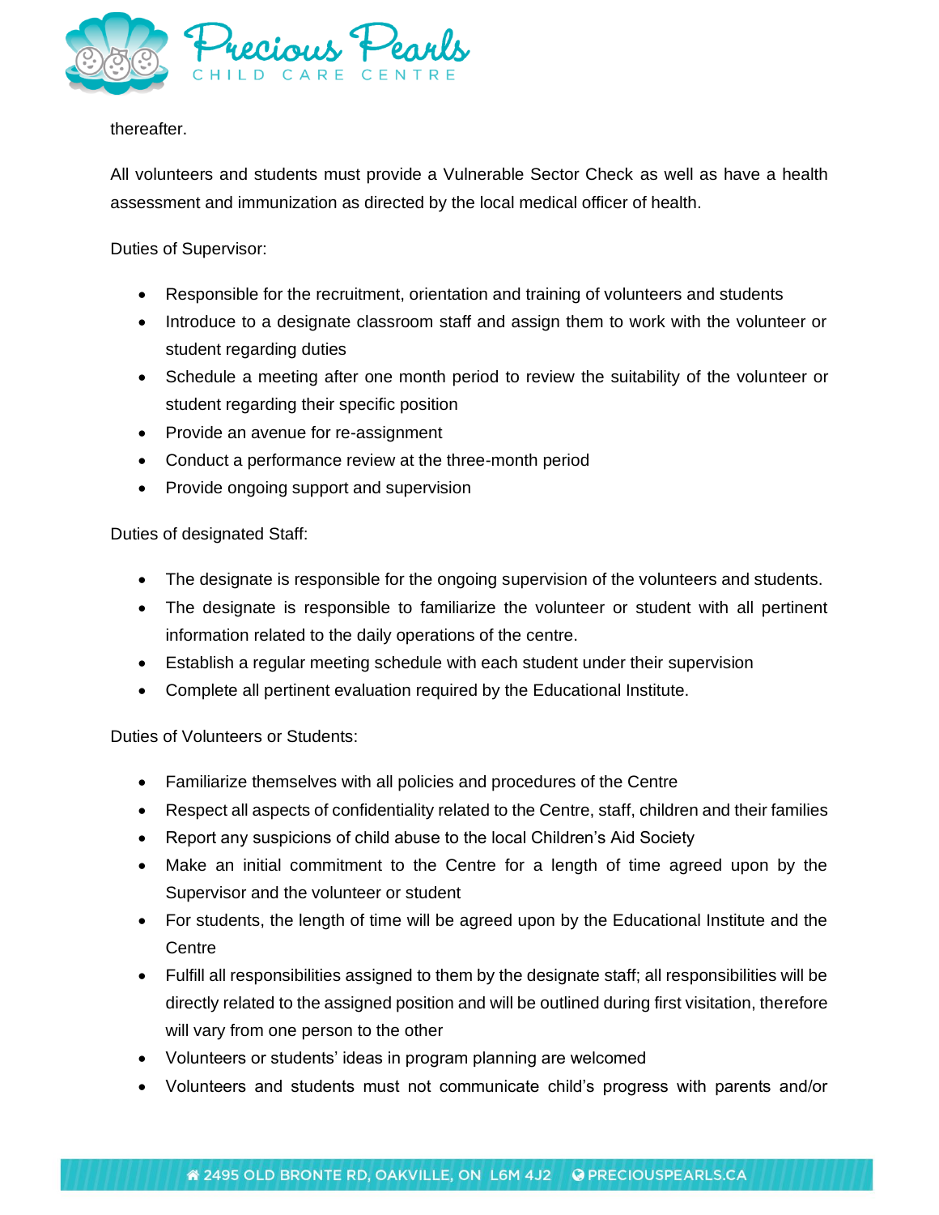thereafter.

All volunteers and students must provide a Vulnerable Sector Check as well as have a health assessment and immunization as directed by the local medical officer of health.

Duties of Supervisor:

- Responsible for the recruitment, orientation and training of volunteers and students
- Introduce to a designate classroom staff and assign them to work with the volunteer or student regarding duties
- Schedule a meeting after one month period to review the suitability of the volunteer or student regarding their specific position
- Provide an avenue for re-assignment
- Conduct a performance review at the three-month period
- Provide ongoing support and supervision

Duties of designated Staff:

- The designate is responsible for the ongoing supervision of the volunteers and students.
- The designate is responsible to familiarize the volunteer or student with all pertinent information related to the daily operations of the centre.
- Establish a regular meeting schedule with each student under their supervision
- Complete all pertinent evaluation required by the Educational Institute.

Duties of Volunteers or Students:

- Familiarize themselves with all policies and procedures of the Centre
- Respect all aspects of confidentiality related to the Centre, staff, children and their families
- Report any suspicions of child abuse to the local Children's Aid Society
- Make an initial commitment to the Centre for a length of time agreed upon by the Supervisor and the volunteer or student
- For students, the length of time will be agreed upon by the Educational Institute and the Centre
- Fulfill all responsibilities assigned to them by the designate staff; all responsibilities will be directly related to the assigned position and will be outlined during first visitation, therefore will vary from one person to the other
- Volunteers or students' ideas in program planning are welcomed
- Volunteers and students must not communicate child's progress with parents and/or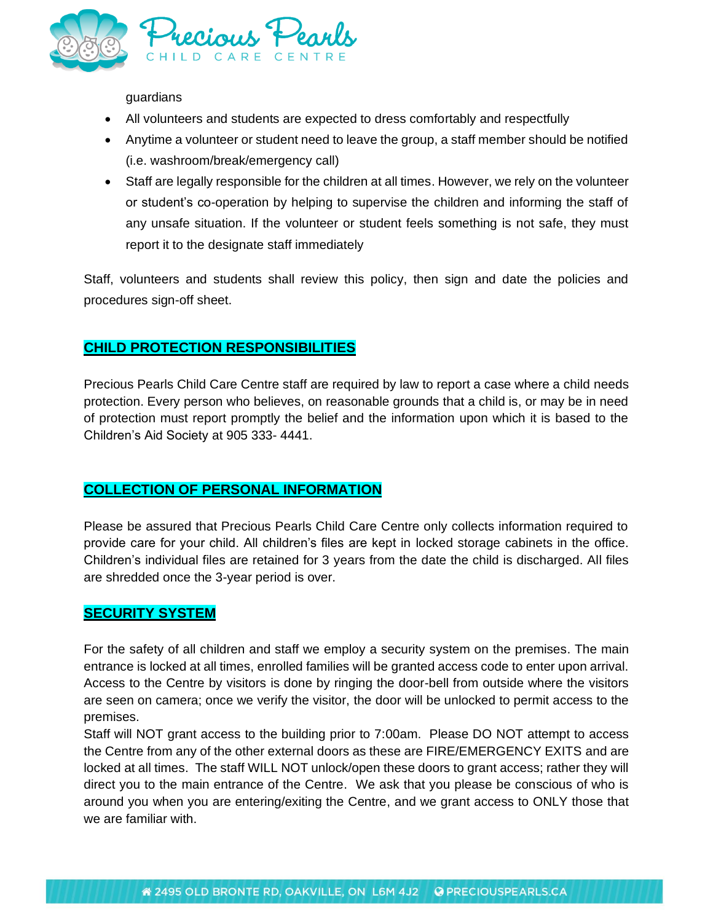guardians

- All volunteers and students are expected to dress comfortably and respectfully
- Anytime a volunteer or student need to leave the group, a staff member should be notified (i.e. washroom/break/emergency call)
- Staff are legally responsible for the children at all times. However, we rely on the volunteer or student's co-operation by helping to supervise the children and informing the staff of any unsafe situation. If the volunteer or student feels something is not safe, they must report it to the designate staff immediately

Staff, volunteers and students shall review this policy, then sign and date the policies and procedures sign-off sheet.

## CHILD PROTECTION RESPONSIBILITIES

Precious Pearls Child Care Centre staff are required by law to report a case where a child needs protection. Every person who believes, on reasonable grounds that a child is, or may be in need of protection must report promptly the belief and the information upon which it is based to the Children's Aid Society at 905 333- 4441.

## COLLECTION OF PERSONAL INFORMATION

Please be assured that Precious Pearls Child Care Centre only collects information required to provide care for your child. All children's files are kept in locked storage cabinets in the office. Children's individual files are retained for 3 years from the date the child is discharged. All files are shredded once the 3-year period is over.

## SECURITY SYSTEM

For the safety of all children and staff we employ a security system on the premises. The main entrance is locked at all times, enrolled families will be granted access code to enter upon arrival. Access to the Centre by visitors is done by ringing the door-bell from outside where the visitors are seen on camera; once we verify the visitor, the door will be unlocked to permit access to the premises.

Staff will NOT grant access to the building prior to 7:00am. Please DO NOT attempt to access the Centre from any of the other external doors as these are FIRE/EMERGENCY EXITS and are locked at all times. The staff WILL NOT unlock/open these doors to grant access; rather they will direct you to the main entrance of the Centre. We ask that you please be conscious of who is around you when you are entering/exiting the Centre, and we grant access to ONLY those that we are familiar with.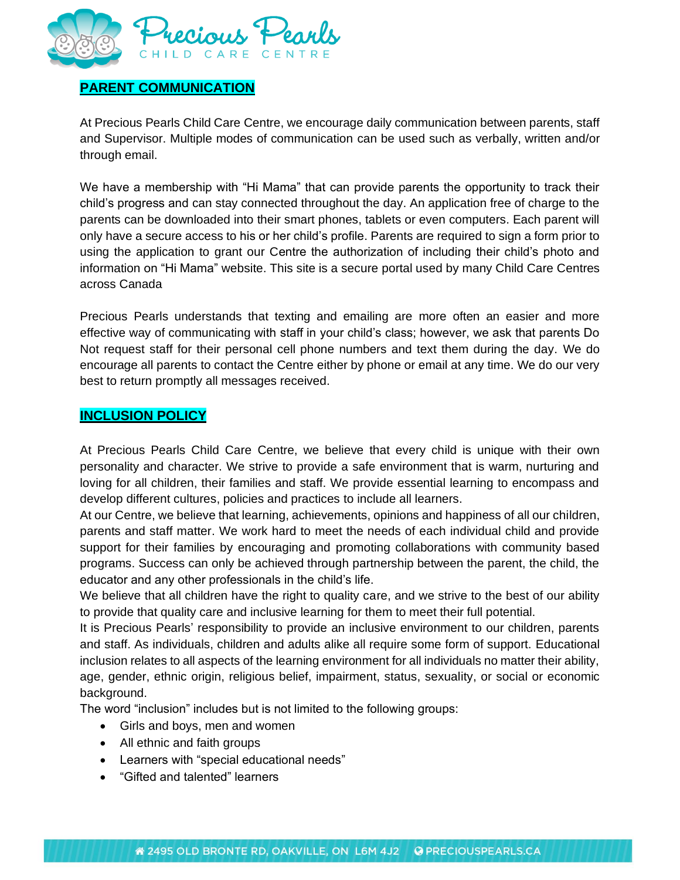## PARENT COMMUNICATION

At Precious Pearls Child Care Centre, we encourage daily communication between parents, staff and Supervisor. Multiple modes of communication can be used such as verbally, written and/or through email.

We have a membership with "Hi Mama" that can provide parents the opportunity to track their child's progress and can stay connected throughout the day. An application free of charge to the parents can be downloaded into their smart phones, tablets or even computers. Each parent will only have a secure access to his or her child's profile. Parents are required to sign a form prior to using the application to grant our Centre the authorization of including their child's photo and information on "Hi Mama" website. This site is a secure portal used by many Child Care Centres across Canada

Precious Pearls understands that texting and emailing are more often an easier and more effective way of communicating with staff in your child's class; however, we ask that parents Do Not request staff for their personal cell phone numbers and text them during the day. We do encourage all parents to contact the Centre either by phone or email at any time. We do our very best to return promptly all messages received.

## INCLUSION POLICY

At Precious Pearls Child Care Centre, we believe that every child is unique with their own personality and character. We strive to provide a safe environment that is warm, nurturing and loving for all children, their families and staff. We provide essential learning to encompass and develop different cultures, policies and practices to include all learners.

At our Centre, we believe that learning, achievements, opinions and happiness of all our children, parents and staff matter. We work hard to meet the needs of each individual child and provide support for their families by encouraging and promoting collaborations with community based programs. Success can only be achieved through partnership between the parent, the child, the educator and any other professionals in the child's life.

We believe that all children have the right to quality care, and we strive to the best of our ability to provide that quality care and inclusive learning for them to meet their full potential.

It is Precious Pearls' responsibility to provide an inclusive environment to our children, parents and staff. As individuals, children and adults alike all require some form of support. Educational inclusion relates to all aspects of the learning environment for all individuals no matter their ability, age, gender, ethnic origin, religious belief, impairment, status, sexuality, or social or economic background.

The word "inclusion" includes but is not limited to the following groups:

- Girls and boys, men and women
- All ethnic and faith groups
- Learners with "special educational needs"
- "Gifted and talented" learners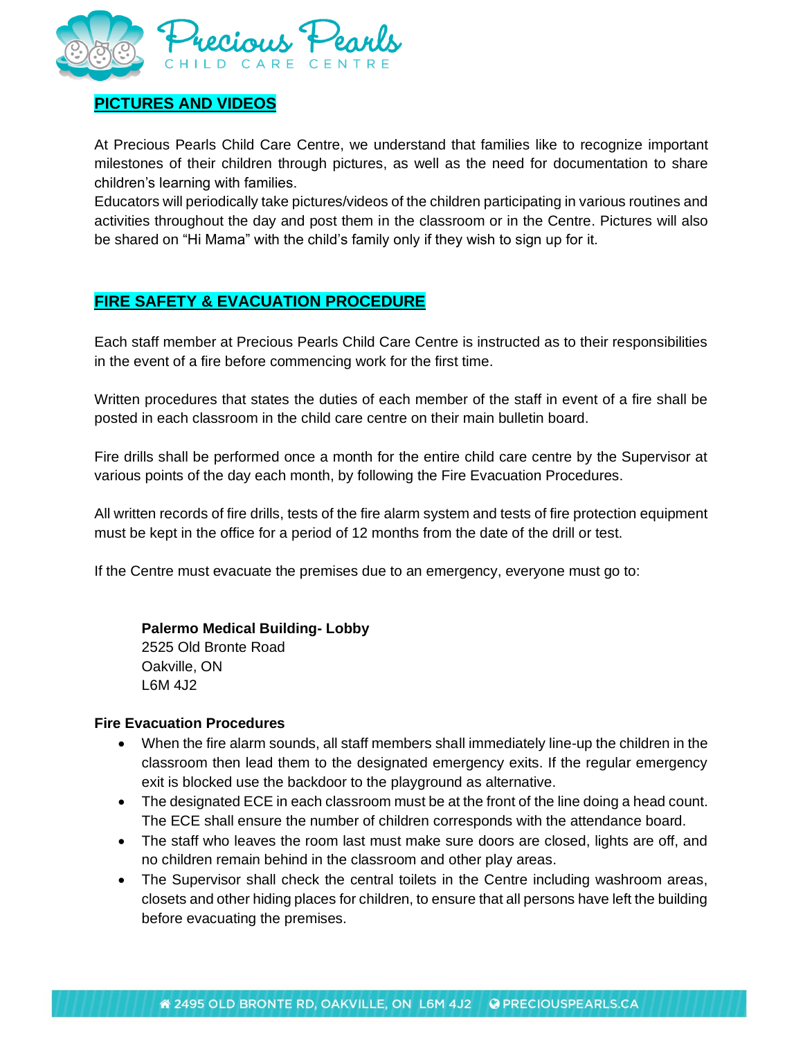## PICTURES AND VIDEOS

At Precious Pearls Child Care Centre, we understand that families like to recognize important milestones of their children through pictures, as well as the need for documentation to share children's learning with families.
Educators will periodically take pictures/videos of the children participating in various routines and activities throughout the day and post them in the classroom or in the Centre. Pictures will also be shared on "Hi Mama" with the child's family only if they wish to sign up for it.

## FIRE SAFETY & EVACUATION PROCEDURE

Each staff member at Precious Pearls Child Care Centre is instructed as to their responsibilities in the event of a fire before commencing work for the first time.

Written procedures that states the duties of each member of the staff in event of a fire shall be posted in each classroom in the child care centre on their main bulletin board.

Fire drills shall be performed once a month for the entire child care centre by the Supervisor at various points of the day each month, by following the Fire Evacuation Procedures.

All written records of fire drills, tests of the fire alarm system and tests of fire protection equipment must be kept in the office for a period of 12 months from the date of the drill or test.

If the Centre must evacuate the premises due to an emergency, everyone must go to:

**Palermo Medical Building- Lobby**
2525 Old Bronte Road
Oakville, ON
L6M 4J2

**Fire Evacuation Procedures**

- When the fire alarm sounds, all staff members shall immediately line-up the children in the classroom then lead them to the designated emergency exits. If the regular emergency exit is blocked use the backdoor to the playground as alternative.
- The designated ECE in each classroom must be at the front of the line doing a head count. The ECE shall ensure the number of children corresponds with the attendance board.
- The staff who leaves the room last must make sure doors are closed, lights are off, and no children remain behind in the classroom and other play areas.
- The Supervisor shall check the central toilets in the Centre including washroom areas, closets and other hiding places for children, to ensure that all persons have left the building before evacuating the premises.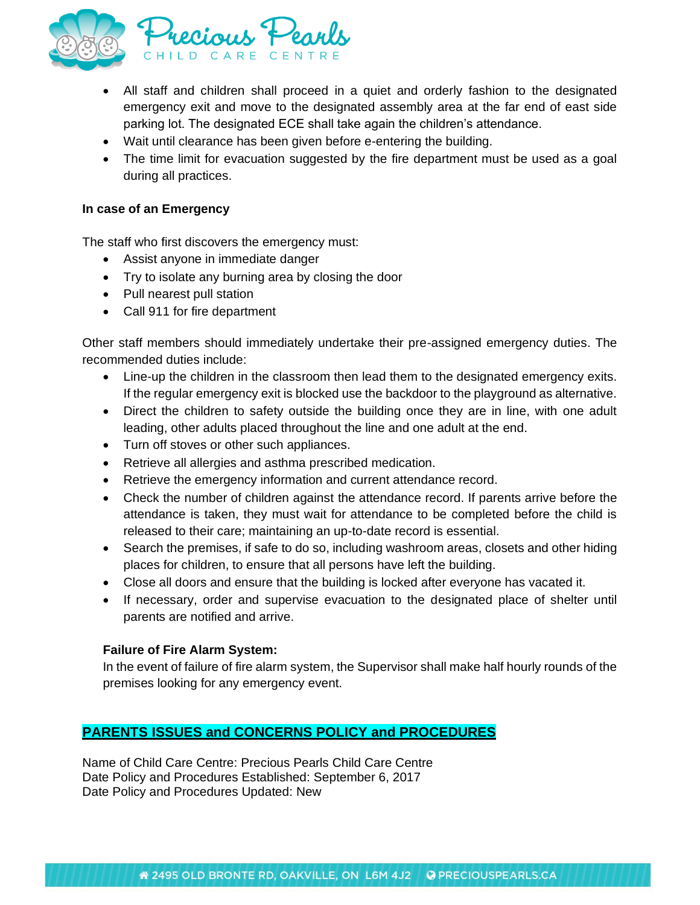- All staff and children shall proceed in a quiet and orderly fashion to the designated emergency exit and move to the designated assembly area at the far end of east side parking lot. The designated ECE shall take again the children's attendance.
- Wait until clearance has been given before e-entering the building.
- The time limit for evacuation suggested by the fire department must be used as a goal during all practices.

**In case of an Emergency**

The staff who first discovers the emergency must:

- Assist anyone in immediate danger
- Try to isolate any burning area by closing the door
- Pull nearest pull station
- Call 911 for fire department

Other staff members should immediately undertake their pre-assigned emergency duties. The recommended duties include:

- Line-up the children in the classroom then lead them to the designated emergency exits. If the regular emergency exit is blocked use the backdoor to the playground as alternative.
- Direct the children to safety outside the building once they are in line, with one adult leading, other adults placed throughout the line and one adult at the end.
- Turn off stoves or other such appliances.
- Retrieve all allergies and asthma prescribed medication.
- Retrieve the emergency information and current attendance record.
- Check the number of children against the attendance record. If parents arrive before the attendance is taken, they must wait for attendance to be completed before the child is released to their care; maintaining an up-to-date record is essential.
- Search the premises, if safe to do so, including washroom areas, closets and other hiding places for children, to ensure that all persons have left the building.
- Close all doors and ensure that the building is locked after everyone has vacated it.
- If necessary, order and supervise evacuation to the designated place of shelter until parents are notified and arrive.

**Failure of Fire Alarm System:**

In the event of failure of fire alarm system, the Supervisor shall make half hourly rounds of the premises looking for any emergency event.

## PARENTS ISSUES and CONCERNS POLICY and PROCEDURES

Name of Child Care Centre: Precious Pearls Child Care Centre
Date Policy and Procedures Established: September 6, 2017
Date Policy and Procedures Updated: New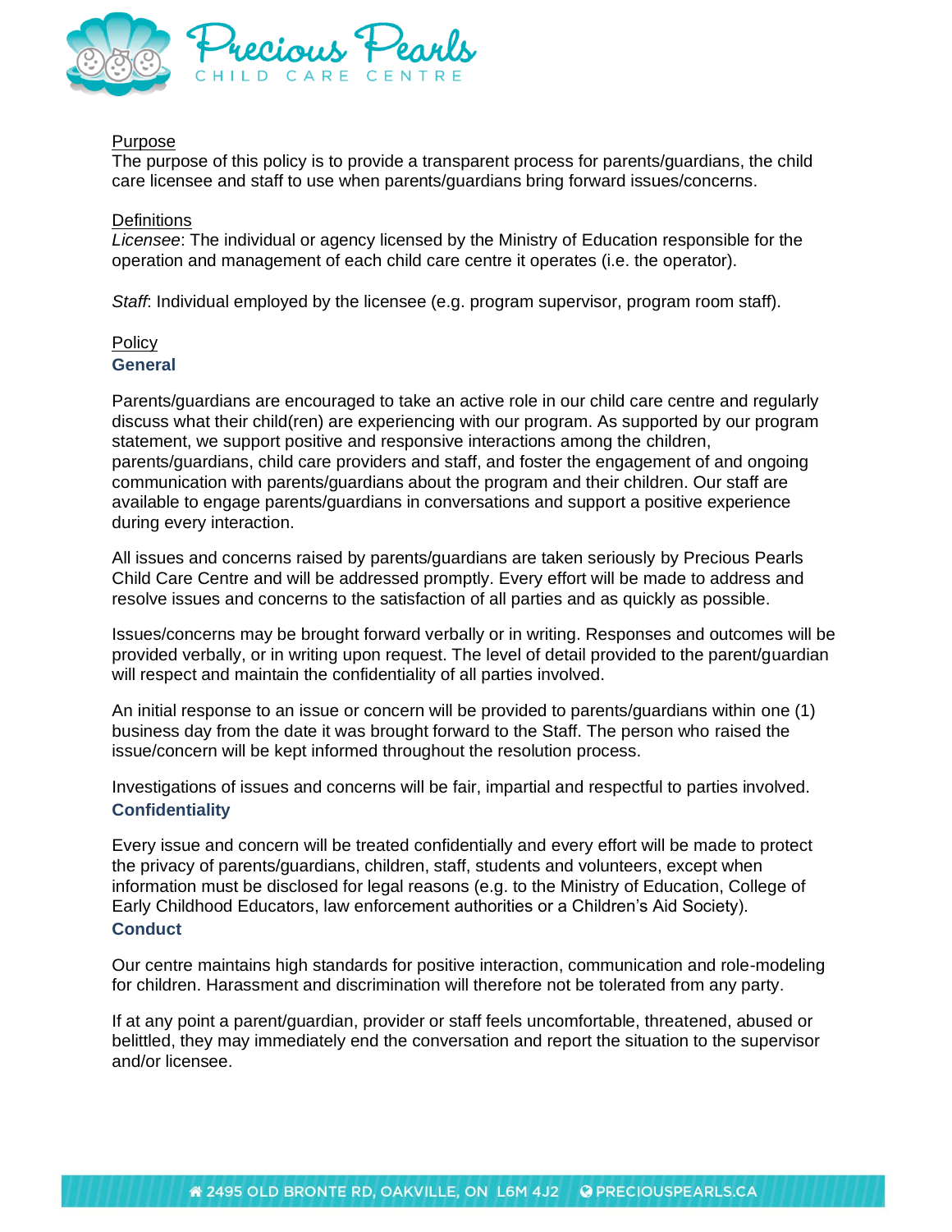Purpose

The purpose of this policy is to provide a transparent process for parents/guardians, the child care licensee and staff to use when parents/guardians bring forward issues/concerns.

Definitions

*Licensee*: The individual or agency licensed by the Ministry of Education responsible for the operation and management of each child care centre it operates (i.e. the operator).

*Staff*: Individual employed by the licensee (e.g. program supervisor, program room staff).

Policy

### General

Parents/guardians are encouraged to take an active role in our child care centre and regularly discuss what their child(ren) are experiencing with our program. As supported by our program statement, we support positive and responsive interactions among the children, parents/guardians, child care providers and staff, and foster the engagement of and ongoing communication with parents/guardians about the program and their children. Our staff are available to engage parents/guardians in conversations and support a positive experience during every interaction.

All issues and concerns raised by parents/guardians are taken seriously by Precious Pearls Child Care Centre and will be addressed promptly. Every effort will be made to address and resolve issues and concerns to the satisfaction of all parties and as quickly as possible.

Issues/concerns may be brought forward verbally or in writing. Responses and outcomes will be provided verbally, or in writing upon request. The level of detail provided to the parent/guardian will respect and maintain the confidentiality of all parties involved.

An initial response to an issue or concern will be provided to parents/guardians within one (1) business day from the date it was brought forward to the Staff. The person who raised the issue/concern will be kept informed throughout the resolution process.

Investigations of issues and concerns will be fair, impartial and respectful to parties involved.

### Confidentiality

Every issue and concern will be treated confidentially and every effort will be made to protect the privacy of parents/guardians, children, staff, students and volunteers, except when information must be disclosed for legal reasons (e.g. to the Ministry of Education, College of Early Childhood Educators, law enforcement authorities or a Children's Aid Society).

### Conduct

Our centre maintains high standards for positive interaction, communication and role-modeling for children. Harassment and discrimination will therefore not be tolerated from any party.

If at any point a parent/guardian, provider or staff feels uncomfortable, threatened, abused or belittled, they may immediately end the conversation and report the situation to the supervisor and/or licensee.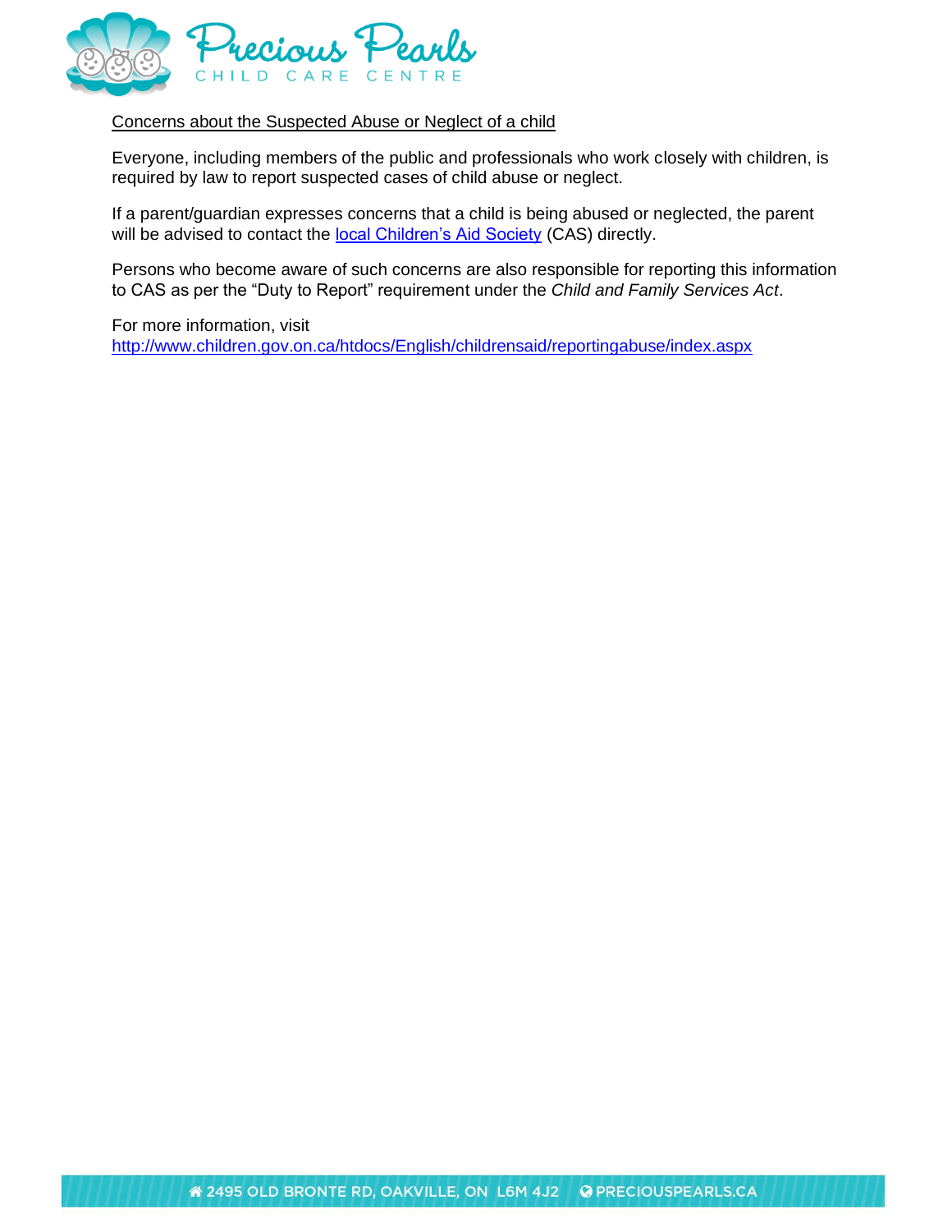## Concerns about the Suspected Abuse or Neglect of a child

Everyone, including members of the public and professionals who work closely with children, is required by law to report suspected cases of child abuse or neglect.

If a parent/guardian expresses concerns that a child is being abused or neglected, the parent will be advised to contact the local Children's Aid Society (CAS) directly.

Persons who become aware of such concerns are also responsible for reporting this information to CAS as per the "Duty to Report" requirement under the *Child and Family Services Act*.

For more information, visit http://www.children.gov.on.ca/htdocs/English/childrensaid/reportingabuse/index.aspx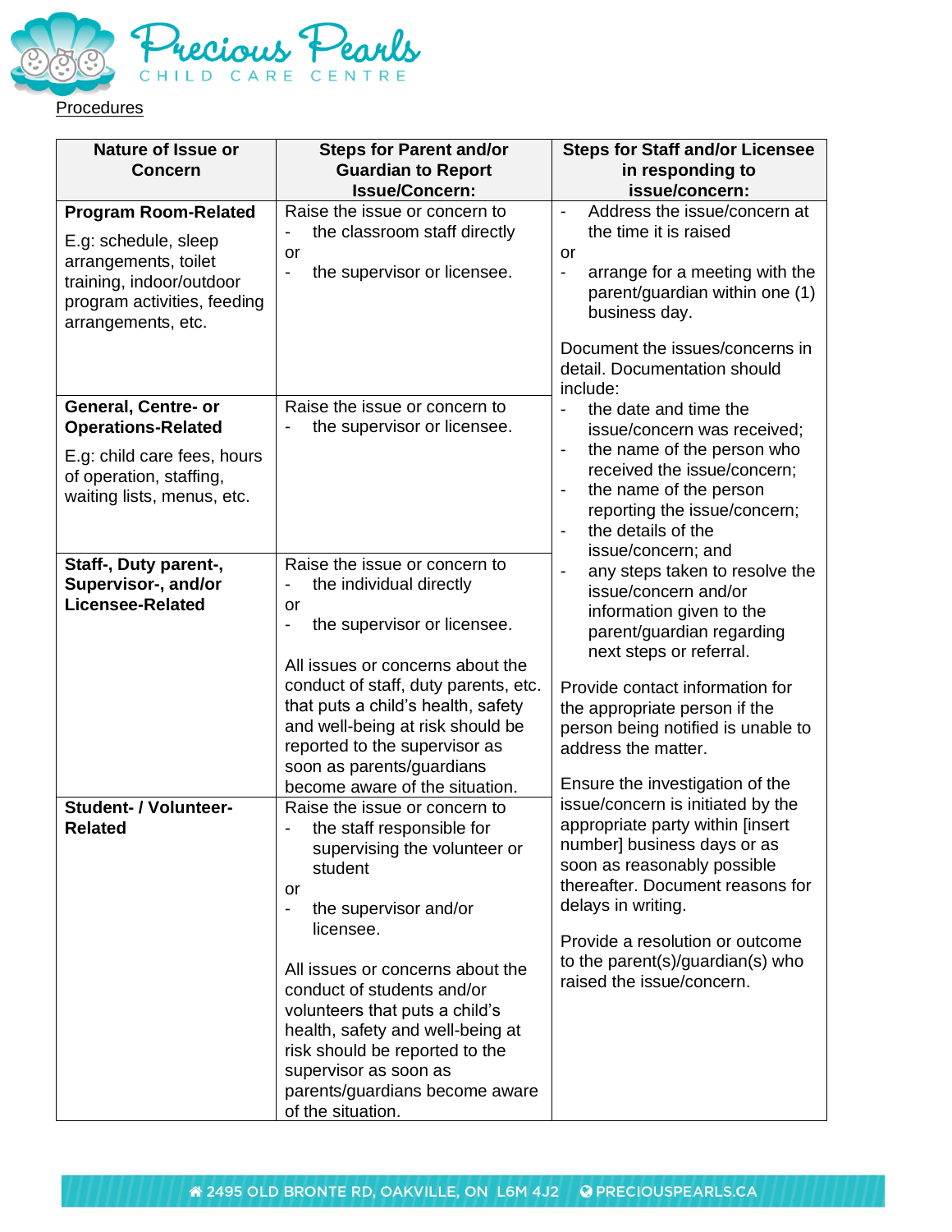Procedures

| Nature of Issue or Concern | Steps for Parent and/or Guardian to Report Issue/Concern: | Steps for Staff and/or Licensee in responding to issue/concern: |
|---|---|---|
| **Program Room-Related**<br>E.g: schedule, sleep arrangements, toilet training, indoor/outdoor program activities, feeding arrangements, etc. | Raise the issue or concern to<br>- the classroom staff directly<br>or<br>- the supervisor or licensee. | - Address the issue/concern at the time it is raised<br>or<br>- arrange for a meeting with the parent/guardian within one (1) business day.<br><br>Document the issues/concerns in detail. Documentation should include:<br>- the date and time the issue/concern was received;<br>- the name of the person who received the issue/concern;<br>- the name of the person reporting the issue/concern;<br>- the details of the issue/concern; and<br>- any steps taken to resolve the issue/concern and/or information given to the parent/guardian regarding next steps or referral.<br><br>Provide contact information for the appropriate person if the person being notified is unable to address the matter.<br><br>Ensure the investigation of the issue/concern is initiated by the appropriate party within [insert number] business days or as soon as reasonably possible thereafter. Document reasons for delays in writing.<br><br>Provide a resolution or outcome to the parent(s)/guardian(s) who raised the issue/concern. |
| **General, Centre- or Operations-Related**<br>E.g: child care fees, hours of operation, staffing, waiting lists, menus, etc. | Raise the issue or concern to<br>- the supervisor or licensee. | |
| **Staff-, Duty parent-, Supervisor-, and/or Licensee-Related** | Raise the issue or concern to<br>- the individual directly<br>or<br>- the supervisor or licensee.<br><br>All issues or concerns about the conduct of staff, duty parents, etc. that puts a child's health, safety and well-being at risk should be reported to the supervisor as soon as parents/guardians become aware of the situation. | |
| **Student- / Volunteer-Related** | Raise the issue or concern to<br>- the staff responsible for supervising the volunteer or student<br>or<br>- the supervisor and/or licensee.<br><br>All issues or concerns about the conduct of students and/or volunteers that puts a child's health, safety and well-being at risk should be reported to the supervisor as soon as parents/guardians become aware of the situation. | |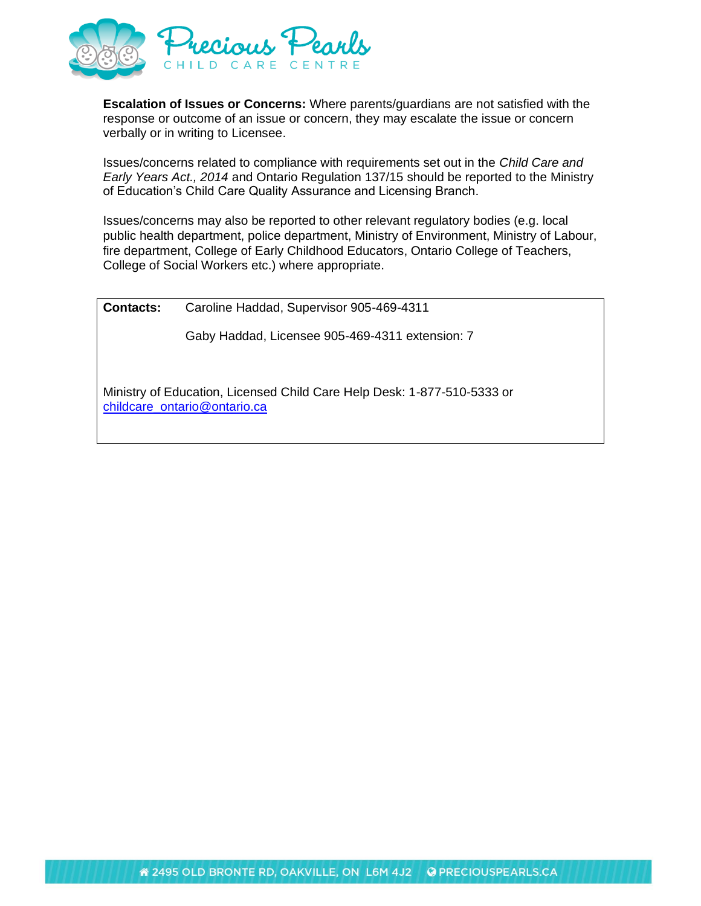**Escalation of Issues or Concerns:** Where parents/guardians are not satisfied with the response or outcome of an issue or concern, they may escalate the issue or concern verbally or in writing to Licensee.

Issues/concerns related to compliance with requirements set out in the *Child Care and Early Years Act., 2014* and Ontario Regulation 137/15 should be reported to the Ministry of Education's Child Care Quality Assurance and Licensing Branch.

Issues/concerns may also be reported to other relevant regulatory bodies (e.g. local public health department, police department, Ministry of Environment, Ministry of Labour, fire department, College of Early Childhood Educators, Ontario College of Teachers, College of Social Workers etc.) where appropriate.

**Contacts:** Caroline Haddad, Supervisor 905-469-4311

Gaby Haddad, Licensee 905-469-4311 extension: 7

Ministry of Education, Licensed Child Care Help Desk: 1-877-510-5333 or childcare_ontario@ontario.ca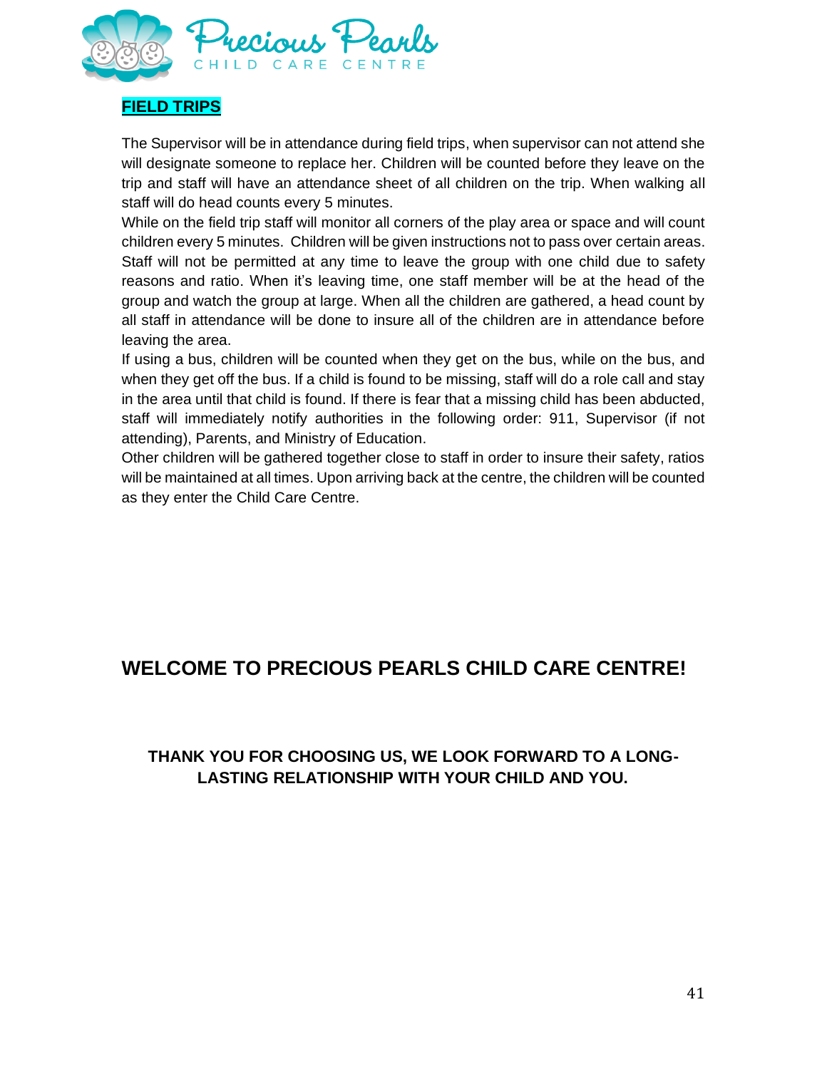## FIELD TRIPS

The Supervisor will be in attendance during field trips, when supervisor can not attend she will designate someone to replace her. Children will be counted before they leave on the trip and staff will have an attendance sheet of all children on the trip. When walking all staff will do head counts every 5 minutes.

While on the field trip staff will monitor all corners of the play area or space and will count children every 5 minutes. Children will be given instructions not to pass over certain areas. Staff will not be permitted at any time to leave the group with one child due to safety reasons and ratio. When it's leaving time, one staff member will be at the head of the group and watch the group at large. When all the children are gathered, a head count by all staff in attendance will be done to insure all of the children are in attendance before leaving the area.

If using a bus, children will be counted when they get on the bus, while on the bus, and when they get off the bus. If a child is found to be missing, staff will do a role call and stay in the area until that child is found. If there is fear that a missing child has been abducted, staff will immediately notify authorities in the following order: 911, Supervisor (if not attending), Parents, and Ministry of Education.

Other children will be gathered together close to staff in order to insure their safety, ratios will be maintained at all times. Upon arriving back at the centre, the children will be counted as they enter the Child Care Centre.

# WELCOME TO PRECIOUS PEARLS CHILD CARE CENTRE!

**THANK YOU FOR CHOOSING US, WE LOOK FORWARD TO A LONG-LASTING RELATIONSHIP WITH YOUR CHILD AND YOU.**